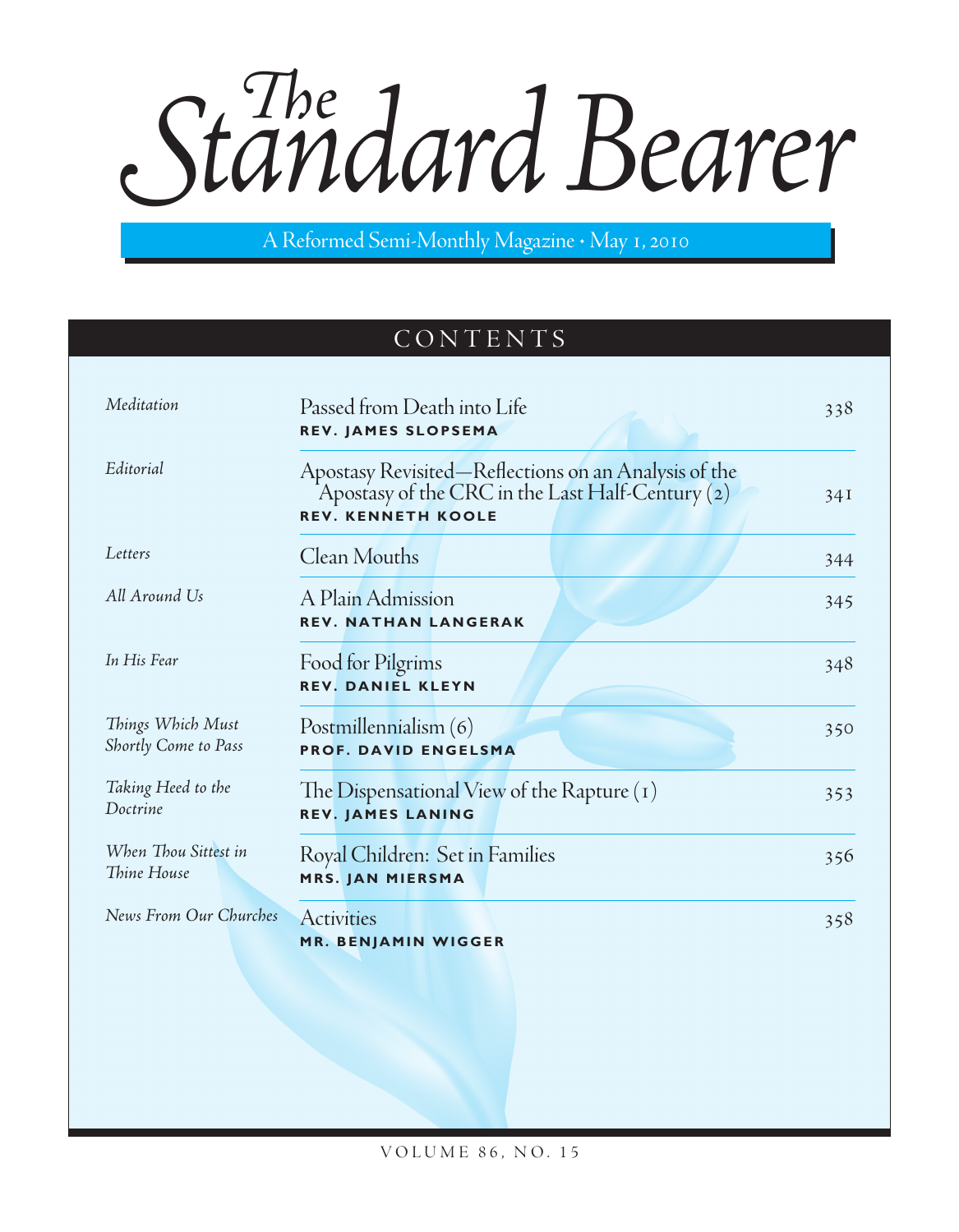# *The* Standard Bearer

A Reformed Semi-Monthly Magazine • May 1, 2010

## CONTENTS

| | | |
|---|---|---|
| *Meditation* | Passed from Death into Life<br>**REV. JAMES SLOPSEMA** | 338 |
| *Editorial* | Apostasy Revisited—Reflections on an Analysis of the Apostasy of the CRC in the Last Half-Century (2)<br>**REV. KENNETH KOOLE** | 341 |
| *Letters* | Clean Mouths | 344 |
| *All Around Us* | A Plain Admission<br>**REV. NATHAN LANGERAK** | 345 |
| *In His Fear* | Food for Pilgrims<br>**REV. DANIEL KLEYN** | 348 |
| *Things Which Must Shortly Come to Pass* | Postmillennialism (6)<br>**PROF. DAVID ENGELSMA** | 350 |
| *Taking Heed to the Doctrine* | The Dispensational View of the Rapture (1)<br>**REV. JAMES LANING** | 353 |
| *When Thou Sittest in Thine House* | Royal Children: Set in Families<br>**MRS. JAN MIERSMA** | 356 |
| *News From Our Churches* | Activities<br>**MR. BENJAMIN WIGGER** | 358 |

VOLUME 86, NO. 15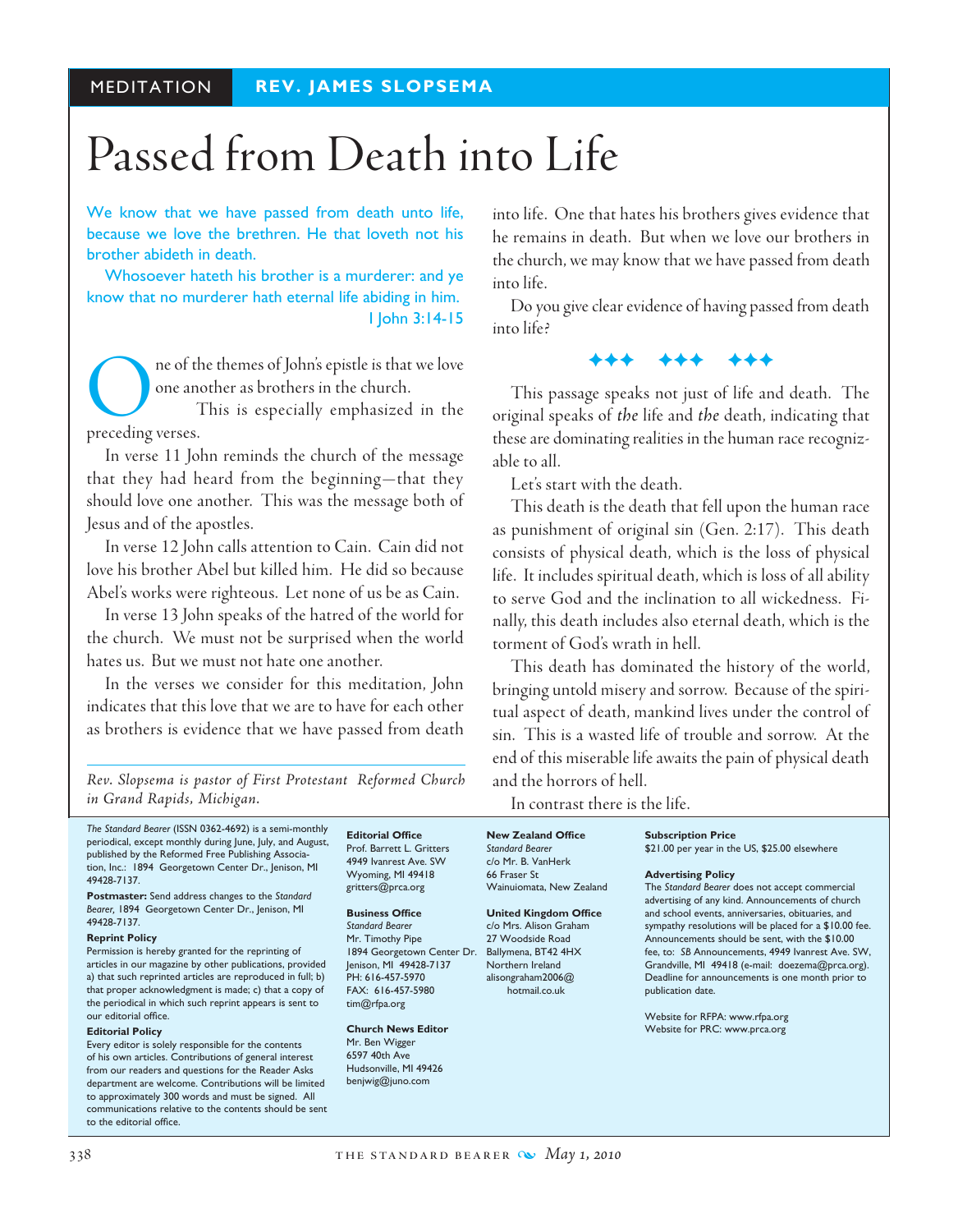MEDITATION | REV. JAMES SLOPSEMA

# Passed from Death into Life

We know that we have passed from death unto life, because we love the brethren. He that loveth not his brother abideth in death.

Whosoever hateth his brother is a murderer: and ye know that no murderer hath eternal life abiding in him.
I John 3:14-15

One of the themes of John's epistle is that we love one another as brothers in the church.

This is especially emphasized in the preceding verses.

In verse 11 John reminds the church of the message that they had heard from the beginning—that they should love one another. This was the message both of Jesus and of the apostles.

In verse 12 John calls attention to Cain. Cain did not love his brother Abel but killed him. He did so because Abel's works were righteous. Let none of us be as Cain.

In verse 13 John speaks of the hatred of the world for the church. We must not be surprised when the world hates us. But we must not hate one another.

In the verses we consider for this meditation, John indicates that this love that we are to have for each other as brothers is evidence that we have passed from death into life. One that hates his brothers gives evidence that he remains in death. But when we love our brothers in the church, we may know that we have passed from death into life.

Do you give clear evidence of having passed from death into life?

✦✦✦ ✦✦✦ ✦✦✦

This passage speaks not just of life and death. The original speaks of *the* life and *the* death, indicating that these are dominating realities in the human race recognizable to all.

Let's start with the death.

This death is the death that fell upon the human race as punishment of original sin (Gen. 2:17). This death consists of physical death, which is the loss of physical life. It includes spiritual death, which is loss of all ability to serve God and the inclination to all wickedness. Finally, this death includes also eternal death, which is the torment of God's wrath in hell.

This death has dominated the history of the world, bringing untold misery and sorrow. Because of the spiritual aspect of death, mankind lives under the control of sin. This is a wasted life of trouble and sorrow. At the end of this miserable life awaits the pain of physical death and the horrors of hell.

In contrast there is the life.

*Rev. Slopsema is pastor of First Protestant Reformed Church in Grand Rapids, Michigan.*

---

*The Standard Bearer* (ISSN 0362-4692) is a semi-monthly periodical, except monthly during June, July, and August, published by the Reformed Free Publishing Association, Inc.: 1894 Georgetown Center Dr., Jenison, MI 49428-7137.

**Postmaster:** Send address changes to the *Standard Bearer*, 1894 Georgetown Center Dr., Jenison, MI 49428-7137.

**Reprint Policy**
Permission is hereby granted for the reprinting of articles in our magazine by other publications, provided a) that such reprinted articles are reproduced in full; b) that proper acknowledgment is made; c) that a copy of the periodical in which such reprint appears is sent to our editorial office.

**Editorial Policy**
Every editor is solely responsible for the contents of his own articles. Contributions of general interest from our readers and questions for the Reader Asks department are welcome. Contributions will be limited to approximately 300 words and must be signed. All communications relative to the contents should be sent to the editorial office.

**Editorial Office**
Prof. Barrett L. Gritters
4949 Ivanrest Ave. SW
Wyoming, MI 49418
gritters@prca.org

**Business Office**
*Standard Bearer*
Mr. Timothy Pipe
1894 Georgetown Center Dr.
Jenison, MI 49428-7137
PH: 616-457-5970
FAX: 616-457-5980
tim@rfpa.org

**Church News Editor**
Mr. Ben Wigger
6597 40th Ave
Hudsonville, MI 49426
benjwig@juno.com

**New Zealand Office**
*Standard Bearer*
c/o Mr. B. VanHerk
66 Fraser St
Wainuiomata, New Zealand

**United Kingdom Office**
c/o Mrs. Alison Graham
27 Woodside Road
Ballymena, BT42 4HX
Northern Ireland
alisongraham2006@hotmail.co.uk

**Subscription Price**
$21.00 per year in the US, $25.00 elsewhere

**Advertising Policy**
The *Standard Bearer* does not accept commercial advertising of any kind. Announcements of church and school events, anniversaries, obituaries, and sympathy resolutions will be placed for a $10.00 fee. Announcements should be sent, with the $10.00 fee, to: *SB* Announcements, 4949 Ivanrest Ave. SW, Grandville, MI 49418 (e-mail: doezema@prca.org). Deadline for announcements is one month prior to publication date.

Website for RFPA: www.rfpa.org
Website for PRC: www.prca.org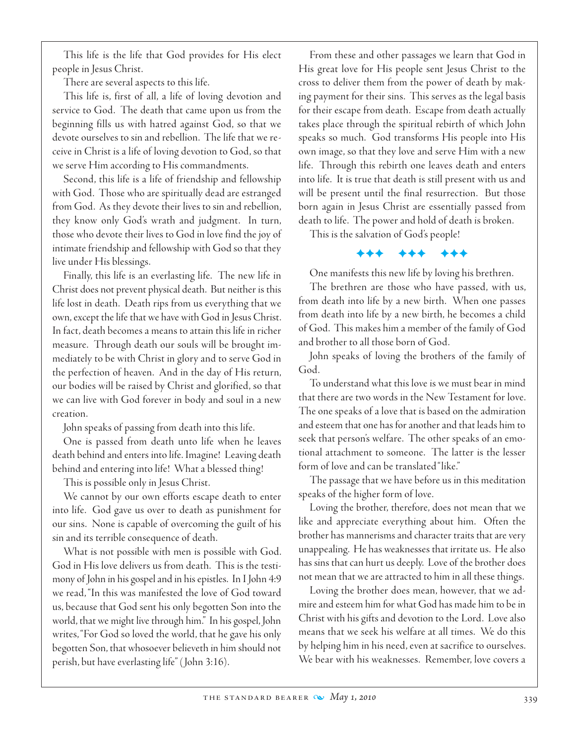This life is the life that God provides for His elect people in Jesus Christ.

There are several aspects to this life.

This life is, first of all, a life of loving devotion and service to God. The death that came upon us from the beginning fills us with hatred against God, so that we devote ourselves to sin and rebellion. The life that we receive in Christ is a life of loving devotion to God, so that we serve Him according to His commandments.

Second, this life is a life of friendship and fellowship with God. Those who are spiritually dead are estranged from God. As they devote their lives to sin and rebellion, they know only God's wrath and judgment. In turn, those who devote their lives to God in love find the joy of intimate friendship and fellowship with God so that they live under His blessings.

Finally, this life is an everlasting life. The new life in Christ does not prevent physical death. But neither is this life lost in death. Death rips from us everything that we own, except the life that we have with God in Jesus Christ. In fact, death becomes a means to attain this life in richer measure. Through death our souls will be brought immediately to be with Christ in glory and to serve God in the perfection of heaven. And in the day of His return, our bodies will be raised by Christ and glorified, so that we can live with God forever in body and soul in a new creation.

John speaks of passing from death into this life.

One is passed from death unto life when he leaves death behind and enters into life. Imagine! Leaving death behind and entering into life! What a blessed thing!

This is possible only in Jesus Christ.

We cannot by our own efforts escape death to enter into life. God gave us over to death as punishment for our sins. None is capable of overcoming the guilt of his sin and its terrible consequence of death.

What is not possible with men is possible with God. God in His love delivers us from death. This is the testimony of John in his gospel and in his epistles. In I John 4:9 we read, "In this was manifested the love of God toward us, because that God sent his only begotten Son into the world, that we might live through him." In his gospel, John writes, "For God so loved the world, that he gave his only begotten Son, that whosoever believeth in him should not perish, but have everlasting life" (John 3:16).

From these and other passages we learn that God in His great love for His people sent Jesus Christ to the cross to deliver them from the power of death by making payment for their sins. This serves as the legal basis for their escape from death. Escape from death actually takes place through the spiritual rebirth of which John speaks so much. God transforms His people into His own image, so that they love and serve Him with a new life. Through this rebirth one leaves death and enters into life. It is true that death is still present with us and will be present until the final resurrection. But those born again in Jesus Christ are essentially passed from death to life. The power and hold of death is broken.

This is the salvation of God's people!

✦✦✦ ✦✦✦ ✦✦✦

One manifests this new life by loving his brethren.

The brethren are those who have passed, with us, from death into life by a new birth. When one passes from death into life by a new birth, he becomes a child of God. This makes him a member of the family of God and brother to all those born of God.

John speaks of loving the brothers of the family of God.

To understand what this love is we must bear in mind that there are two words in the New Testament for love. The one speaks of a love that is based on the admiration and esteem that one has for another and that leads him to seek that person's welfare. The other speaks of an emotional attachment to someone. The latter is the lesser form of love and can be translated "like."

The passage that we have before us in this meditation speaks of the higher form of love.

Loving the brother, therefore, does not mean that we like and appreciate everything about him. Often the brother has mannerisms and character traits that are very unappealing. He has weaknesses that irritate us. He also has sins that can hurt us deeply. Love of the brother does not mean that we are attracted to him in all these things.

Loving the brother does mean, however, that we admire and esteem him for what God has made him to be in Christ with his gifts and devotion to the Lord. Love also means that we seek his welfare at all times. We do this by helping him in his need, even at sacrifice to ourselves. We bear with his weaknesses. Remember, love covers a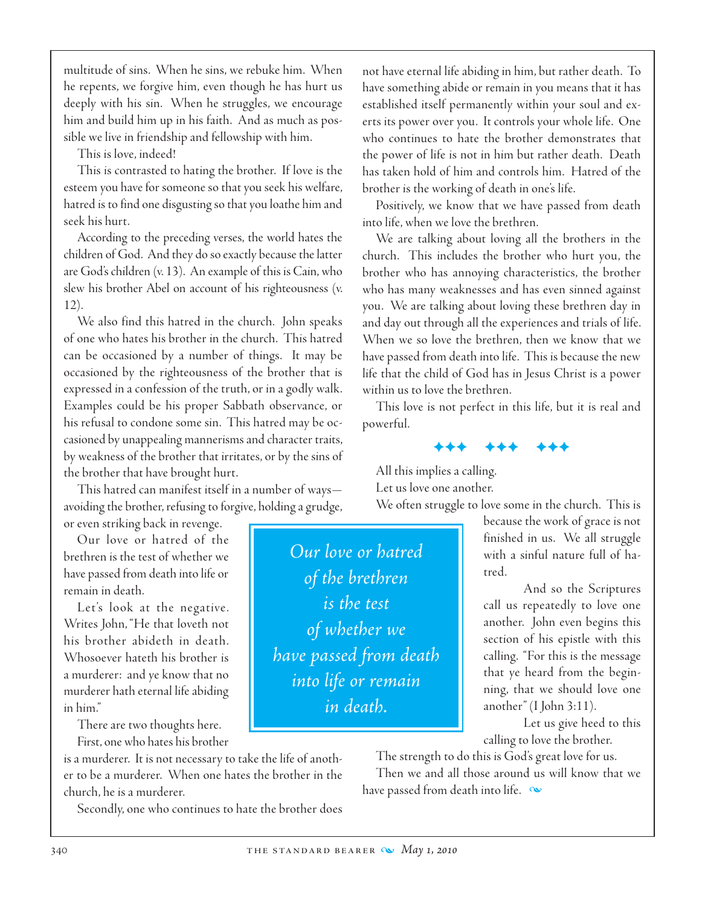multitude of sins. When he sins, we rebuke him. When he repents, we forgive him, even though he has hurt us deeply with his sin. When he struggles, we encourage him and build him up in his faith. And as much as possible we live in friendship and fellowship with him.

This is love, indeed!

This is contrasted to hating the brother. If love is the esteem you have for someone so that you seek his welfare, hatred is to find one disgusting so that you loathe him and seek his hurt.

According to the preceding verses, the world hates the children of God. And they do so exactly because the latter are God's children (v. 13). An example of this is Cain, who slew his brother Abel on account of his righteousness (v. 12).

We also find this hatred in the church. John speaks of one who hates his brother in the church. This hatred can be occasioned by a number of things. It may be occasioned by the righteousness of the brother that is expressed in a confession of the truth, or in a godly walk. Examples could be his proper Sabbath observance, or his refusal to condone some sin. This hatred may be occasioned by unappealing mannerisms and character traits, by weakness of the brother that irritates, or by the sins of the brother that have brought hurt.

This hatred can manifest itself in a number of ways—avoiding the brother, refusing to forgive, holding a grudge, or even striking back in revenge.

Our love or hatred of the brethren is the test of whether we have passed from death into life or remain in death.

> *Our love or hatred of the brethren is the test of whether we have passed from death into life or remain in death.*

Let's look at the negative. Writes John, "He that loveth not his brother abideth in death. Whosoever hateth his brother is a murderer: and ye know that no murderer hath eternal life abiding in him."

There are two thoughts here.

First, one who hates his brother is a murderer. It is not necessary to take the life of another to be a murderer. When one hates the brother in the church, he is a murderer.

Secondly, one who continues to hate the brother does not have eternal life abiding in him, but rather death. To have something abide or remain in you means that it has established itself permanently within your soul and exerts its power over you. It controls your whole life. One who continues to hate the brother demonstrates that the power of life is not in him but rather death. Death has taken hold of him and controls him. Hatred of the brother is the working of death in one's life.

Positively, we know that we have passed from death into life, when we love the brethren.

We are talking about loving all the brothers in the church. This includes the brother who hurt you, the brother who has annoying characteristics, the brother who has many weaknesses and has even sinned against you. We are talking about loving these brethren day in and day out through all the experiences and trials of life. When we so love the brethren, then we know that we have passed from death into life. This is because the new life that the child of God has in Jesus Christ is a power within us to love the brethren.

This love is not perfect in this life, but it is real and powerful.

✦✦✦ ✦✦✦ ✦✦✦

All this implies a calling.

Let us love one another.

We often struggle to love some in the church. This is because the work of grace is not finished in us. We all struggle with a sinful nature full of hatred.

And so the Scriptures call us repeatedly to love one another. John even begins this section of his epistle with this calling. "For this is the message that ye heard from the beginning, that we should love one another" (I John 3:11).

Let us give heed to this calling to love the brother.

The strength to do this is God's great love for us.

Then we and all those around us will know that we have passed from death into life.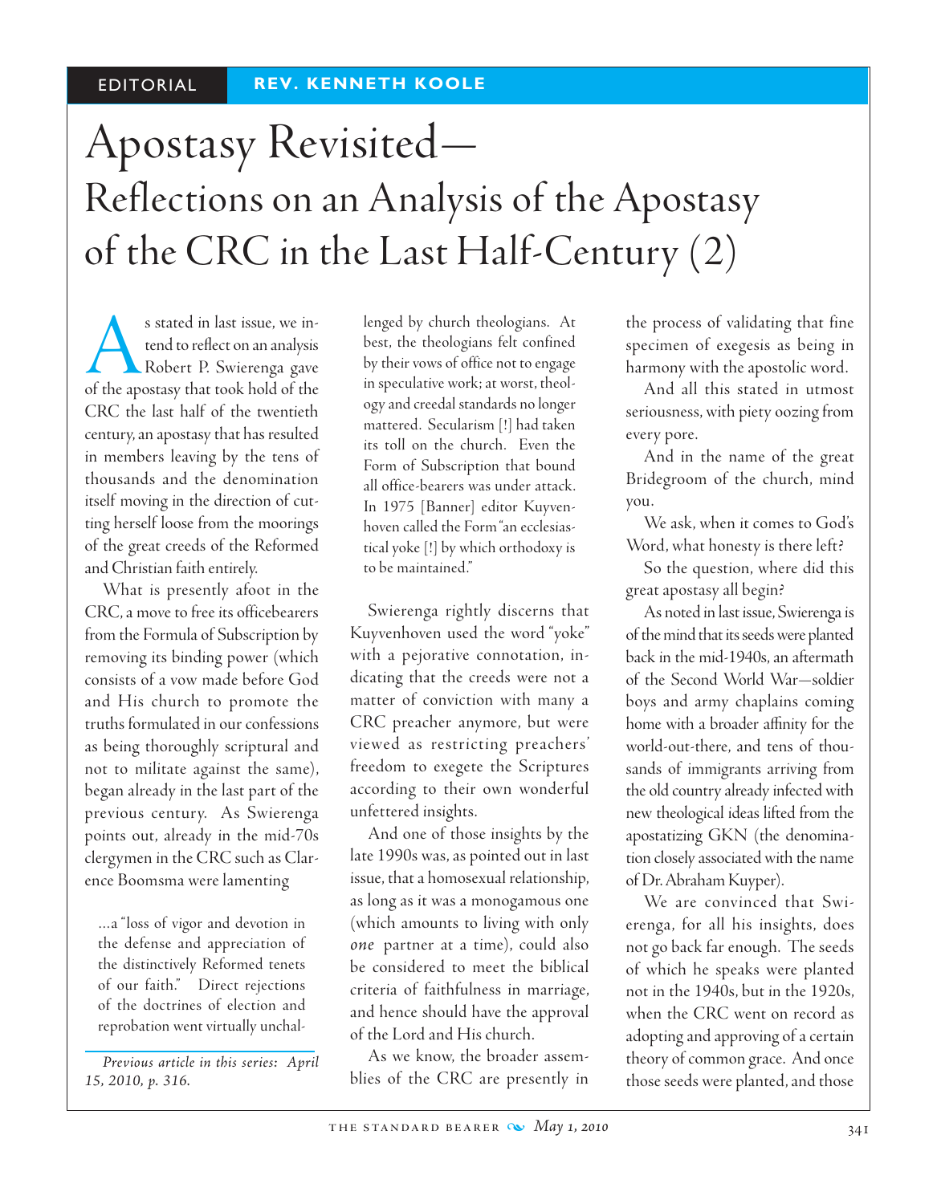EDITORIAL — REV. KENNETH KOOLE

# Apostasy Revisited—
## Reflections on an Analysis of the Apostasy of the CRC in the Last Half-Century (2)

As stated in last issue, we intend to reflect on an analysis Robert P. Swierenga gave of the apostasy that took hold of the CRC the last half of the twentieth century, an apostasy that has resulted in members leaving by the tens of thousands and the denomination itself moving in the direction of cutting herself loose from the moorings of the great creeds of the Reformed and Christian faith entirely.

What is presently afoot in the CRC, a move to free its officebearers from the Formula of Subscription by removing its binding power (which consists of a vow made before God and His church to promote the truths formulated in our confessions as being thoroughly scriptural and not to militate against the same), began already in the last part of the previous century. As Swierenga points out, already in the mid-70s clergymen in the CRC such as Clarence Boomsma were lamenting

> ...a "loss of vigor and devotion in the defense and appreciation of the distinctively Reformed tenets of our faith." Direct rejections of the doctrines of election and reprobation went virtually unchallenged by church theologians. At best, the theologians felt confined by their vows of office not to engage in speculative work; at worst, theology and creedal standards no longer mattered. Secularism [!] had taken its toll on the church. Even the Form of Subscription that bound all office-bearers was under attack. In 1975 [Banner] editor Kuyvenhoven called the Form "an ecclesiastical yoke [!] by which orthodoxy is to be maintained."

Swierenga rightly discerns that Kuyvenhoven used the word "yoke" with a pejorative connotation, indicating that the creeds were not a matter of conviction with many a CRC preacher anymore, but were viewed as restricting preachers' freedom to exegete the Scriptures according to their own wonderful unfettered insights.

And one of those insights by the late 1990s was, as pointed out in last issue, that a homosexual relationship, as long as it was a monogamous one (which amounts to living with only *one* partner at a time), could also be considered to meet the biblical criteria of faithfulness in marriage, and hence should have the approval of the Lord and His church.

As we know, the broader assemblies of the CRC are presently in the process of validating that fine specimen of exegesis as being in harmony with the apostolic word.

And all this stated in utmost seriousness, with piety oozing from every pore.

And in the name of the great Bridegroom of the church, mind you.

We ask, when it comes to God's Word, what honesty is there left?

So the question, where did this great apostasy all begin?

As noted in last issue, Swierenga is of the mind that its seeds were planted back in the mid-1940s, an aftermath of the Second World War—soldier boys and army chaplains coming home with a broader affinity for the world-out-there, and tens of thousands of immigrants arriving from the old country already infected with new theological ideas lifted from the apostatizing GKN (the denomination closely associated with the name of Dr. Abraham Kuyper).

We are convinced that Swierenga, for all his insights, does not go back far enough. The seeds of which he speaks were planted not in the 1940s, but in the 1920s, when the CRC went on record as adopting and approving of a certain theory of common grace. And once those seeds were planted, and those

---

*Previous article in this series: April 15, 2010, p. 316.*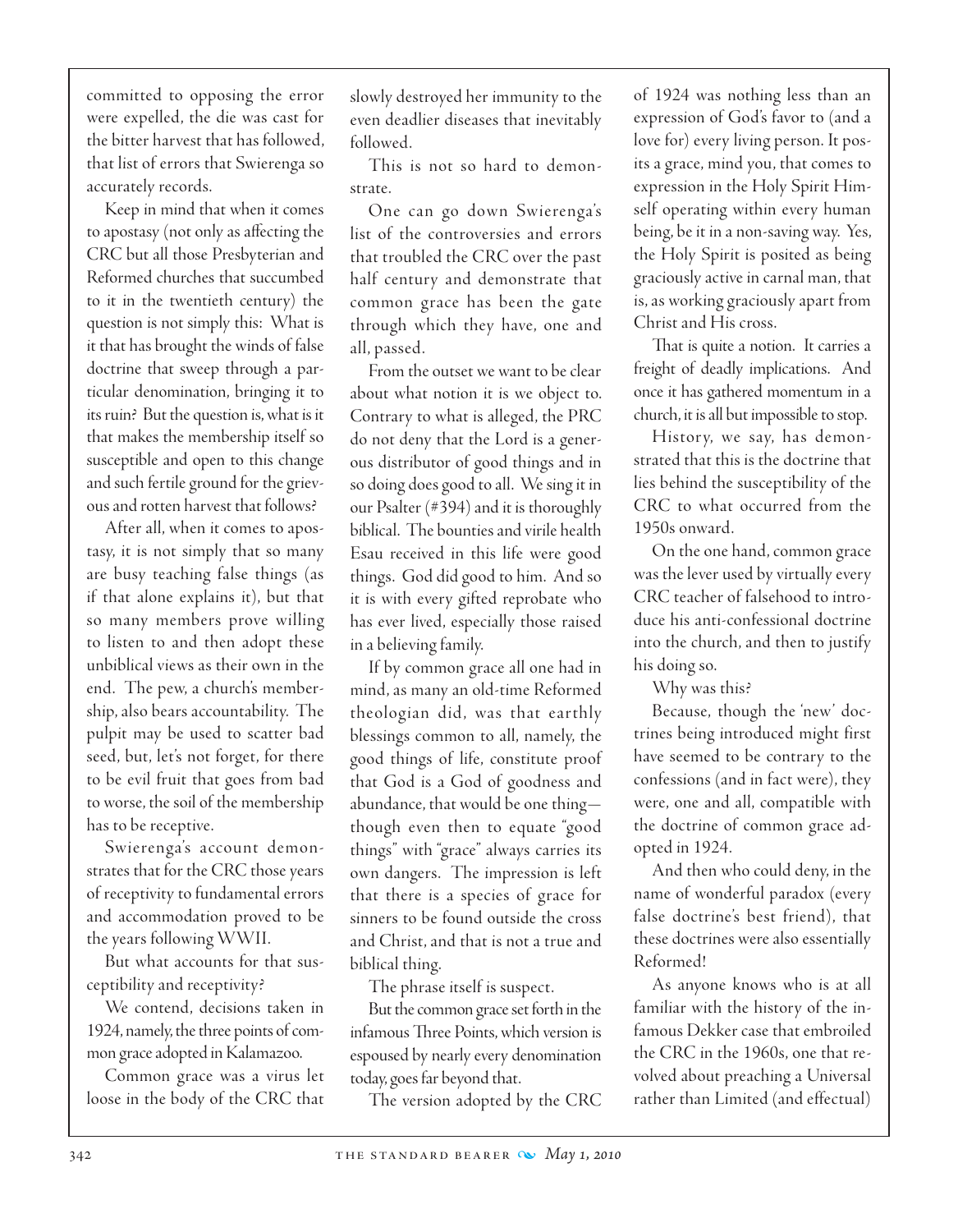committed to opposing the error were expelled, the die was cast for the bitter harvest that has followed, that list of errors that Swierenga so accurately records.

Keep in mind that when it comes to apostasy (not only as affecting the CRC but all those Presbyterian and Reformed churches that succumbed to it in the twentieth century) the question is not simply this: What is it that has brought the winds of false doctrine that sweep through a particular denomination, bringing it to its ruin? But the question is, what is it that makes the membership itself so susceptible and open to this change and such fertile ground for the grievous and rotten harvest that follows?

After all, when it comes to apostasy, it is not simply that so many are busy teaching false things (as if that alone explains it), but that so many members prove willing to listen to and then adopt these unbiblical views as their own in the end. The pew, a church's membership, also bears accountability. The pulpit may be used to scatter bad seed, but, let's not forget, for there to be evil fruit that goes from bad to worse, the soil of the membership has to be receptive.

Swierenga's account demonstrates that for the CRC those years of receptivity to fundamental errors and accommodation proved to be the years following WWII.

But what accounts for that susceptibility and receptivity?

We contend, decisions taken in 1924, namely, the three points of common grace adopted in Kalamazoo.

Common grace was a virus let loose in the body of the CRC that slowly destroyed her immunity to the even deadlier diseases that inevitably followed.

This is not so hard to demonstrate.

One can go down Swierenga's list of the controversies and errors that troubled the CRC over the past half century and demonstrate that common grace has been the gate through which they have, one and all, passed.

From the outset we want to be clear about what notion it is we object to. Contrary to what is alleged, the PRC do not deny that the Lord is a generous distributor of good things and in so doing does good to all. We sing it in our Psalter (#394) and it is thoroughly biblical. The bounties and virile health Esau received in this life were good things. God did good to him. And so it is with every gifted reprobate who has ever lived, especially those raised in a believing family.

If by common grace all one had in mind, as many an old-time Reformed theologian did, was that earthly blessings common to all, namely, the good things of life, constitute proof that God is a God of goodness and abundance, that would be one thing—though even then to equate "good things" with "grace" always carries its own dangers. The impression is left that there is a species of grace for sinners to be found outside the cross and Christ, and that is not a true and biblical thing.

The phrase itself is suspect.

But the common grace set forth in the infamous Three Points, which version is espoused by nearly every denomination today, goes far beyond that.

The version adopted by the CRC of 1924 was nothing less than an expression of God's favor to (and a love for) every living person. It posits a grace, mind you, that comes to expression in the Holy Spirit Himself operating within every human being, be it in a non-saving way. Yes, the Holy Spirit is posited as being graciously active in carnal man, that is, as working graciously apart from Christ and His cross.

That is quite a notion. It carries a freight of deadly implications. And once it has gathered momentum in a church, it is all but impossible to stop.

History, we say, has demonstrated that this is the doctrine that lies behind the susceptibility of the CRC to what occurred from the 1950s onward.

On the one hand, common grace was the lever used by virtually every CRC teacher of falsehood to introduce his anti-confessional doctrine into the church, and then to justify his doing so.

Why was this?

Because, though the 'new' doctrines being introduced might first have seemed to be contrary to the confessions (and in fact were), they were, one and all, compatible with the doctrine of common grace adopted in 1924.

And then who could deny, in the name of wonderful paradox (every false doctrine's best friend), that these doctrines were also essentially Reformed!

As anyone knows who is at all familiar with the history of the infamous Dekker case that embroiled the CRC in the 1960s, one that revolved about preaching a Universal rather than Limited (and effectual)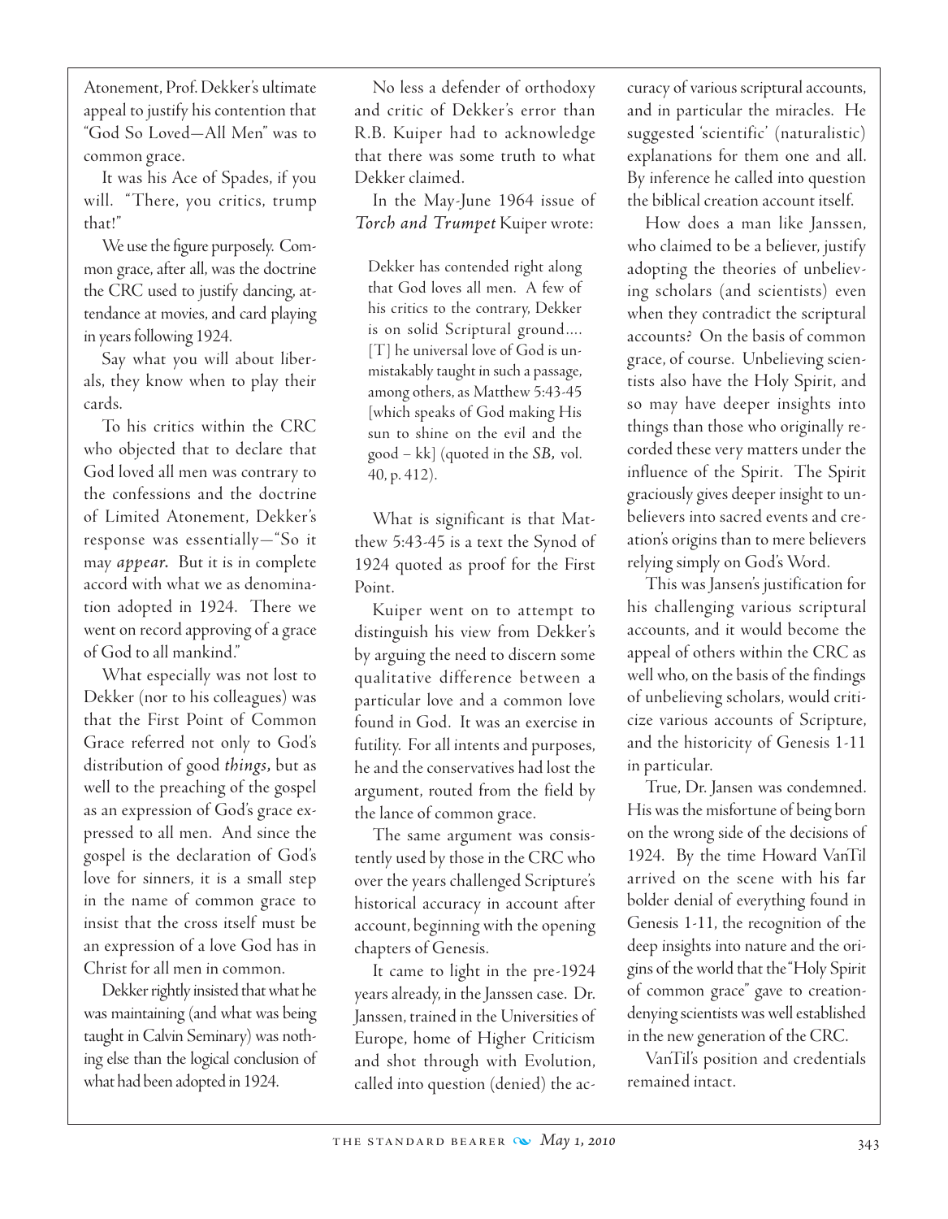Atonement, Prof. Dekker's ultimate appeal to justify his contention that "God So Loved—All Men" was to common grace.

It was his Ace of Spades, if you will. "There, you critics, trump that!"

We use the figure purposely. Common grace, after all, was the doctrine the CRC used to justify dancing, attendance at movies, and card playing in years following 1924.

Say what you will about liberals, they know when to play their cards.

To his critics within the CRC who objected that to declare that God loved all men was contrary to the confessions and the doctrine of Limited Atonement, Dekker's response was essentially—"So it may *appear*. But it is in complete accord with what we as denomination adopted in 1924. There we went on record approving of a grace of God to all mankind."

What especially was not lost to Dekker (nor to his colleagues) was that the First Point of Common Grace referred not only to God's distribution of good *things*, but as well to the preaching of the gospel as an expression of God's grace expressed to all men. And since the gospel is the declaration of God's love for sinners, it is a small step in the name of common grace to insist that the cross itself must be an expression of a love God has in Christ for all men in common.

Dekker rightly insisted that what he was maintaining (and what was being taught in Calvin Seminary) was nothing else than the logical conclusion of what had been adopted in 1924.

No less a defender of orthodoxy and critic of Dekker's error than R.B. Kuiper had to acknowledge that there was some truth to what Dekker claimed.

In the May-June 1964 issue of *Torch and Trumpet* Kuiper wrote:

> Dekker has contended right along that God loves all men. A few of his critics to the contrary, Dekker is on solid Scriptural ground.... [T] he universal love of God is unmistakably taught in such a passage, among others, as Matthew 5:43-45 [which speaks of God making His sun to shine on the evil and the good – kk] (quoted in the *SB*, vol. 40, p. 412).

What is significant is that Matthew 5:43-45 is a text the Synod of 1924 quoted as proof for the First Point.

Kuiper went on to attempt to distinguish his view from Dekker's by arguing the need to discern some qualitative difference between a particular love and a common love found in God. It was an exercise in futility. For all intents and purposes, he and the conservatives had lost the argument, routed from the field by the lance of common grace.

The same argument was consistently used by those in the CRC who over the years challenged Scripture's historical accuracy in account after account, beginning with the opening chapters of Genesis.

It came to light in the pre-1924 years already, in the Janssen case. Dr. Janssen, trained in the Universities of Europe, home of Higher Criticism and shot through with Evolution, called into question (denied) the accuracy of various scriptural accounts, and in particular the miracles. He suggested 'scientific' (naturalistic) explanations for them one and all. By inference he called into question the biblical creation account itself.

How does a man like Janssen, who claimed to be a believer, justify adopting the theories of unbelieving scholars (and scientists) even when they contradict the scriptural accounts? On the basis of common grace, of course. Unbelieving scientists also have the Holy Spirit, and so may have deeper insights into things than those who originally recorded these very matters under the influence of the Spirit. The Spirit graciously gives deeper insight to unbelievers into sacred events and creation's origins than to mere believers relying simply on God's Word.

This was Jansen's justification for his challenging various scriptural accounts, and it would become the appeal of others within the CRC as well who, on the basis of the findings of unbelieving scholars, would criticize various accounts of Scripture, and the historicity of Genesis 1-11 in particular.

True, Dr. Jansen was condemned. His was the misfortune of being born on the wrong side of the decisions of 1924. By the time Howard VanTil arrived on the scene with his far bolder denial of everything found in Genesis 1-11, the recognition of the deep insights into nature and the origins of the world that the "Holy Spirit of common grace" gave to creation-denying scientists was well established in the new generation of the CRC.

VanTil's position and credentials remained intact.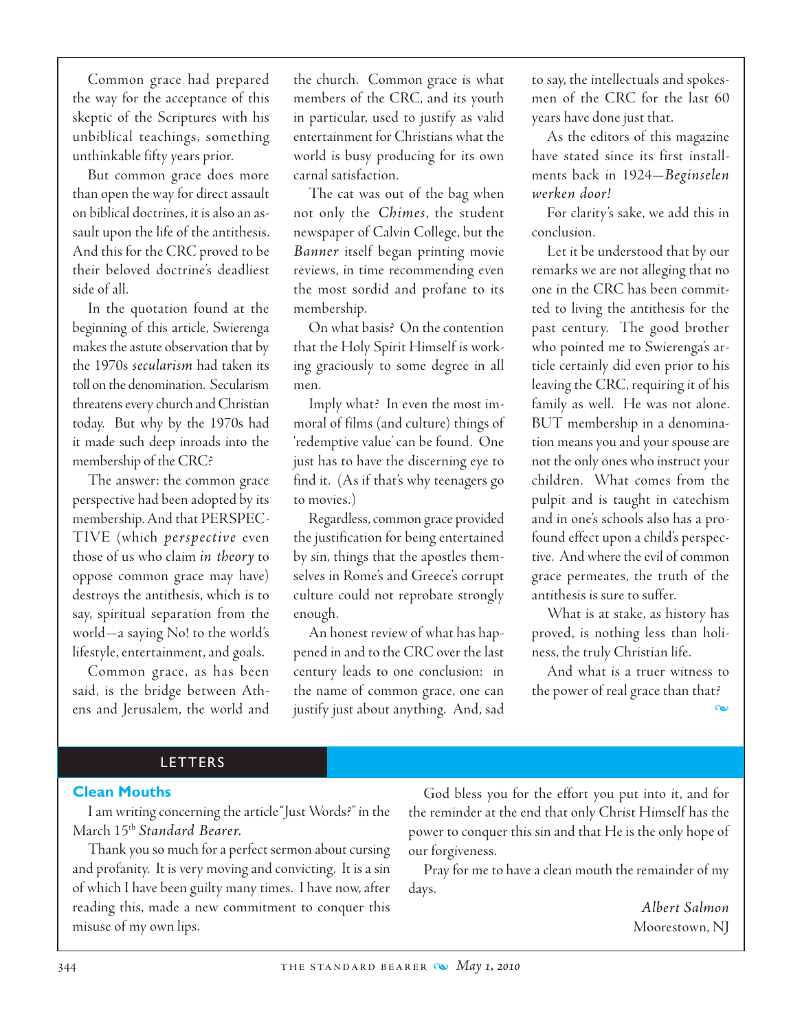Common grace had prepared the way for the acceptance of this skeptic of the Scriptures with his unbiblical teachings, something unthinkable fifty years prior.

But common grace does more than open the way for direct assault on biblical doctrines, it is also an assault upon the life of the antithesis. And this for the CRC proved to be their beloved doctrine's deadliest side of all.

In the quotation found at the beginning of this article, Swierenga makes the astute observation that by the 1970s *secularism* had taken its toll on the denomination. Secularism threatens every church and Christian today. But why by the 1970s had it made such deep inroads into the membership of the CRC?

The answer: the common grace perspective had been adopted by its membership. And that PERSPECTIVE (which *perspective* even those of us who claim *in theory* to oppose common grace may have) destroys the antithesis, which is to say, spiritual separation from the world—a saying No! to the world's lifestyle, entertainment, and goals.

Common grace, as has been said, is the bridge between Athens and Jerusalem, the world and the church. Common grace is what members of the CRC, and its youth in particular, used to justify as valid entertainment for Christians what the world is busy producing for its own carnal satisfaction.

The cat was out of the bag when not only the *Chimes*, the student newspaper of Calvin College, but the *Banner* itself began printing movie reviews, in time recommending even the most sordid and profane to its membership.

On what basis? On the contention that the Holy Spirit Himself is working graciously to some degree in all men.

Imply what? In even the most immoral of films (and culture) things of 'redemptive value' can be found. One just has to have the discerning eye to find it. (As if that's why teenagers go to movies.)

Regardless, common grace provided the justification for being entertained by sin, things that the apostles themselves in Rome's and Greece's corrupt culture could not reprobate strongly enough.

An honest review of what has happened in and to the CRC over the last century leads to one conclusion: in the name of common grace, one can justify just about anything. And, sad to say, the intellectuals and spokesmen of the CRC for the last 60 years have done just that.

As the editors of this magazine have stated since its first installments back in 1924—*Beginselen werken door!*

For clarity's sake, we add this in conclusion.

Let it be understood that by our remarks we are not alleging that no one in the CRC has been committed to living the antithesis for the past century. The good brother who pointed me to Swierenga's article certainly did even prior to his leaving the CRC, requiring it of his family as well. He was not alone. BUT membership in a denomination means you and your spouse are not the only ones who instruct your children. What comes from the pulpit and is taught in catechism and in one's schools also has a profound effect upon a child's perspective. And where the evil of common grace permeates, the truth of the antithesis is sure to suffer.

What is at stake, as history has proved, is nothing less than holiness, the truly Christian life.

And what is a truer witness to the power of real grace than that?

## LETTERS

### Clean Mouths

I am writing concerning the article "Just Words?" in the March 15th *Standard Bearer.*

Thank you so much for a perfect sermon about cursing and profanity. It is very moving and convicting. It is a sin of which I have been guilty many times. I have now, after reading this, made a new commitment to conquer this misuse of my own lips.

God bless you for the effort you put into it, and for the reminder at the end that only Christ Himself has the power to conquer this sin and that He is the only hope of our forgiveness.

Pray for me to have a clean mouth the remainder of my days.

*Albert Salmon*
Moorestown, NJ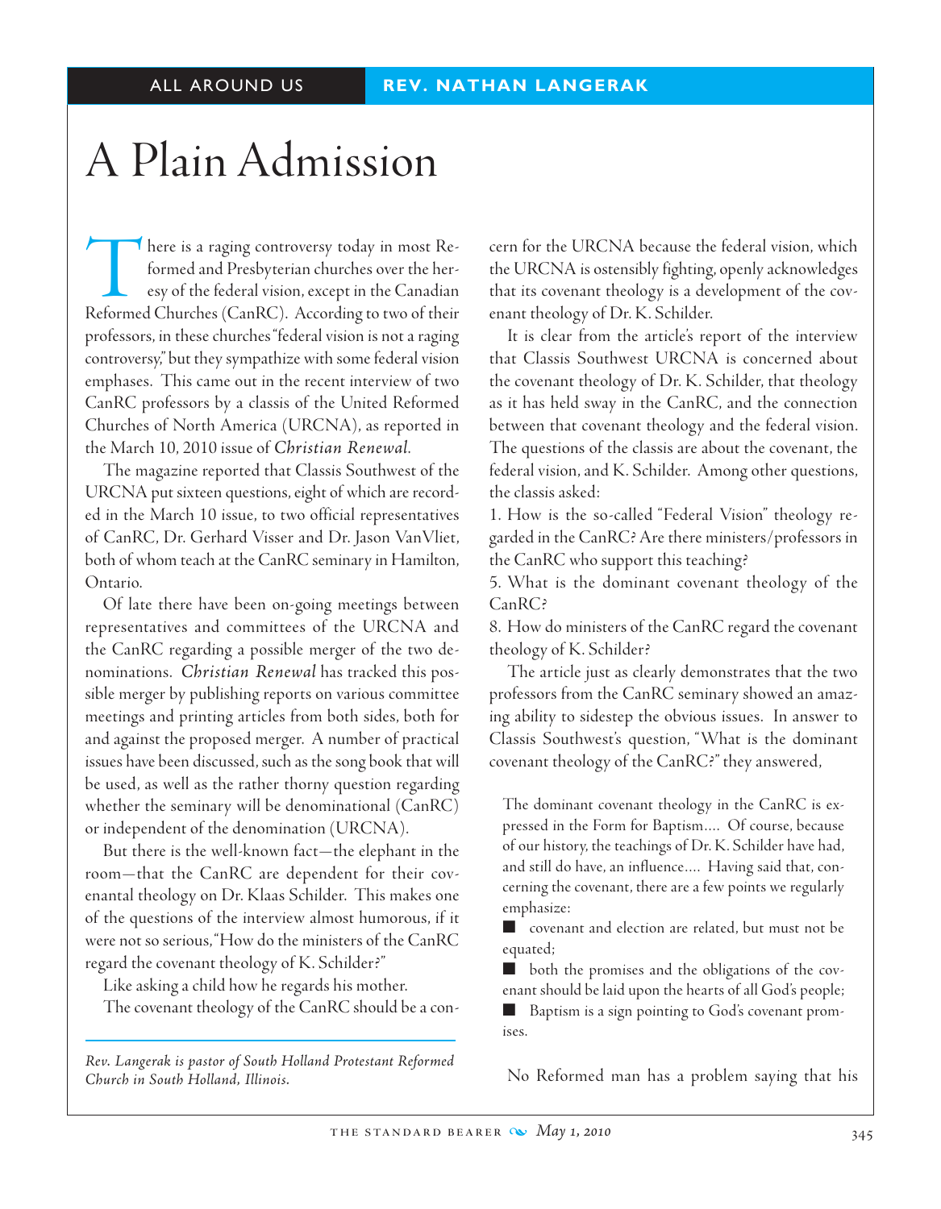ALL AROUND US — REV. NATHAN LANGERAK

# A Plain Admission

There is a raging controversy today in most Reformed and Presbyterian churches over the heresy of the federal vision, except in the Canadian Reformed Churches (CanRC). According to two of their professors, in these churches "federal vision is not a raging controversy," but they sympathize with some federal vision emphases. This came out in the recent interview of two CanRC professors by a classis of the United Reformed Churches of North America (URCNA), as reported in the March 10, 2010 issue of *Christian Renewal*.

The magazine reported that Classis Southwest of the URCNA put sixteen questions, eight of which are recorded in the March 10 issue, to two official representatives of CanRC, Dr. Gerhard Visser and Dr. Jason VanVliet, both of whom teach at the CanRC seminary in Hamilton, Ontario.

Of late there have been on-going meetings between representatives and committees of the URCNA and the CanRC regarding a possible merger of the two denominations. *Christian Renewal* has tracked this possible merger by publishing reports on various committee meetings and printing articles from both sides, both for and against the proposed merger. A number of practical issues have been discussed, such as the song book that will be used, as well as the rather thorny question regarding whether the seminary will be denominational (CanRC) or independent of the denomination (URCNA).

But there is the well-known fact—the elephant in the room—that the CanRC are dependent for their covenantal theology on Dr. Klaas Schilder. This makes one of the questions of the interview almost humorous, if it were not so serious, "How do the ministers of the CanRC regard the covenant theology of K. Schilder?"

Like asking a child how he regards his mother.

The covenant theology of the CanRC should be a concern for the URCNA because the federal vision, which the URCNA is ostensibly fighting, openly acknowledges that its covenant theology is a development of the covenant theology of Dr. K. Schilder.

It is clear from the article's report of the interview that Classis Southwest URCNA is concerned about the covenant theology of Dr. K. Schilder, that theology as it has held sway in the CanRC, and the connection between that covenant theology and the federal vision. The questions of the classis are about the covenant, the federal vision, and K. Schilder. Among other questions, the classis asked:

1. How is the so-called "Federal Vision" theology regarded in the CanRC? Are there ministers/professors in the CanRC who support this teaching?

5. What is the dominant covenant theology of the CanRC?

8. How do ministers of the CanRC regard the covenant theology of K. Schilder?

The article just as clearly demonstrates that the two professors from the CanRC seminary showed an amazing ability to sidestep the obvious issues. In answer to Classis Southwest's question, "What is the dominant covenant theology of the CanRC?" they answered,

> The dominant covenant theology in the CanRC is expressed in the Form for Baptism.... Of course, because of our history, the teachings of Dr. K. Schilder have had, and still do have, an influence.... Having said that, concerning the covenant, there are a few points we regularly emphasize:
>
> - covenant and election are related, but must not be equated;
> - both the promises and the obligations of the covenant should be laid upon the hearts of all God's people;
> - Baptism is a sign pointing to God's covenant promises.

No Reformed man has a problem saying that his

*Rev. Langerak is pastor of South Holland Protestant Reformed Church in South Holland, Illinois.*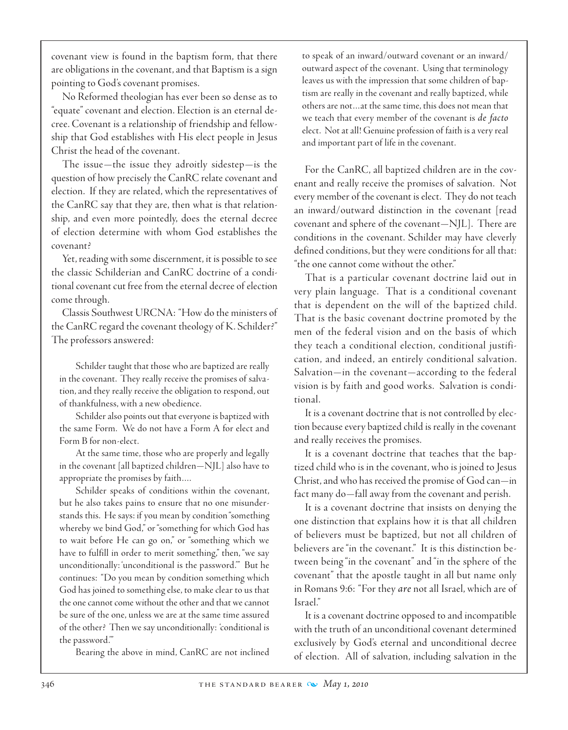covenant view is found in the baptism form, that there are obligations in the covenant, and that Baptism is a sign pointing to God's covenant promises.

No Reformed theologian has ever been so dense as to "equate" covenant and election. Election is an eternal decree. Covenant is a relationship of friendship and fellowship that God establishes with His elect people in Jesus Christ the head of the covenant.

The issue—the issue they adroitly sidestep—is the question of how precisely the CanRC relate covenant and election. If they are related, which the representatives of the CanRC say that they are, then what is that relationship, and even more pointedly, does the eternal decree of election determine with whom God establishes the covenant?

Yet, reading with some discernment, it is possible to see the classic Schilderian and CanRC doctrine of a conditional covenant cut free from the eternal decree of election come through.

Classis Southwest URCNA: "How do the ministers of the CanRC regard the covenant theology of K. Schilder?" The professors answered:

> Schilder taught that those who are baptized are really in the covenant. They really receive the promises of salvation, and they really receive the obligation to respond, out of thankfulness, with a new obedience.
>
> Schilder also points out that everyone is baptized with the same Form. We do not have a Form A for elect and Form B for non-elect.
>
> At the same time, those who are properly and legally in the covenant [all baptized children—NJL] also have to appropriate the promises by faith....
>
> Schilder speaks of conditions within the covenant, but he also takes pains to ensure that no one misunderstands this. He says: if you mean by condition "something whereby we bind God," or "something for which God has to wait before He can go on," or "something which we have to fulfill in order to merit something," then, "we say unconditionally: 'unconditional is the password.'" But he continues: "Do you mean by condition something which God has joined to something else, to make clear to us that the one cannot come without the other and that we cannot be sure of the one, unless we are at the same time assured of the other? Then we say unconditionally: 'conditional is the password.'"
>
> Bearing the above in mind, CanRC are not inclined to speak of an inward/outward covenant or an inward/outward aspect of the covenant. Using that terminology leaves us with the impression that some children of baptism are really in the covenant and really baptized, while others are not...at the same time, this does not mean that we teach that every member of the covenant is *de facto* elect. Not at all! Genuine profession of faith is a very real and important part of life in the covenant.

For the CanRC, all baptized children are in the covenant and really receive the promises of salvation. Not every member of the covenant is elect. They do not teach an inward/outward distinction in the covenant [read covenant and sphere of the covenant—NJL]. There are conditions in the covenant. Schilder may have cleverly defined conditions, but they were conditions for all that: "the one cannot come without the other."

That is a particular covenant doctrine laid out in very plain language. That is a conditional covenant that is dependent on the will of the baptized child. That is the basic covenant doctrine promoted by the men of the federal vision and on the basis of which they teach a conditional election, conditional justification, and indeed, an entirely conditional salvation. Salvation—in the covenant—according to the federal vision is by faith and good works. Salvation is conditional.

It is a covenant doctrine that is not controlled by election because every baptized child is really in the covenant and really receives the promises.

It is a covenant doctrine that teaches that the baptized child who is in the covenant, who is joined to Jesus Christ, and who has received the promise of God can—in fact many do—fall away from the covenant and perish.

It is a covenant doctrine that insists on denying the one distinction that explains how it is that all children of believers must be baptized, but not all children of believers are "in the covenant." It is this distinction between being "in the covenant" and "in the sphere of the covenant" that the apostle taught in all but name only in Romans 9:6: "For they *are* not all Israel, which are of Israel."

It is a covenant doctrine opposed to and incompatible with the truth of an unconditional covenant determined exclusively by God's eternal and unconditional decree of election. All of salvation, including salvation in the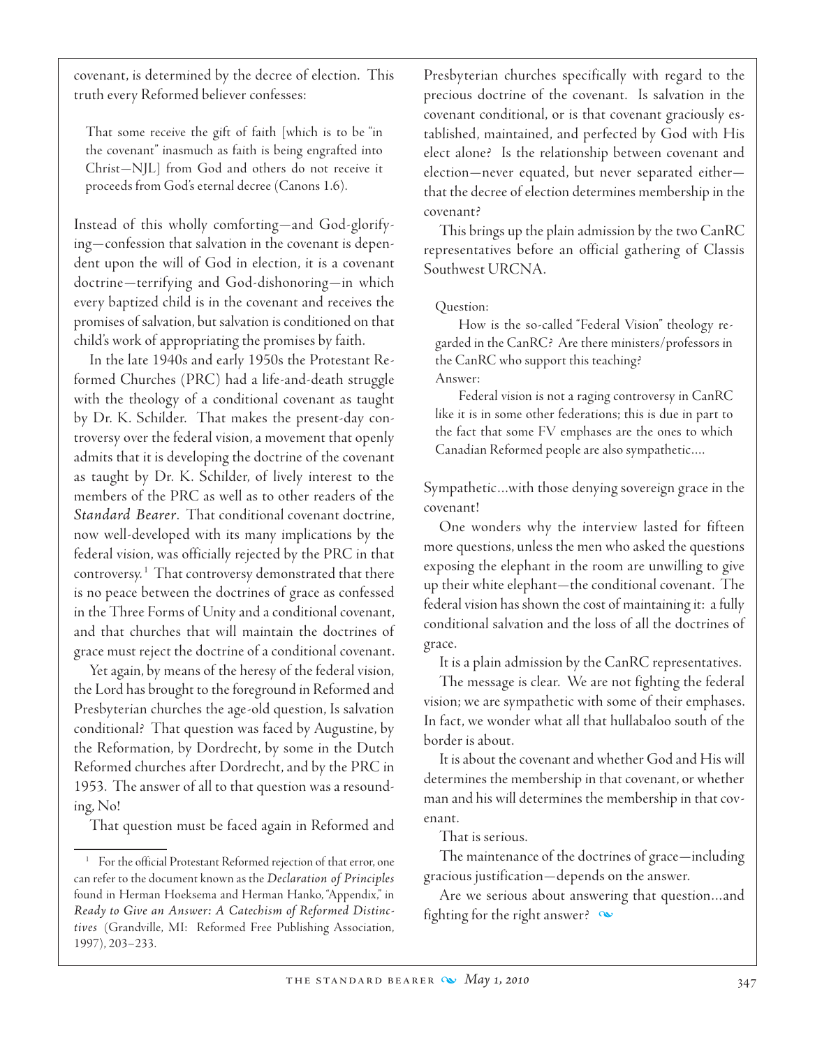covenant, is determined by the decree of election. This truth every Reformed believer confesses:

> That some receive the gift of faith [which is to be "in the covenant" inasmuch as faith is being engrafted into Christ—NJL] from God and others do not receive it proceeds from God's eternal decree (Canons 1.6).

Instead of this wholly comforting—and God-glorifying—confession that salvation in the covenant is dependent upon the will of God in election, it is a covenant doctrine—terrifying and God-dishonoring—in which every baptized child is in the covenant and receives the promises of salvation, but salvation is conditioned on that child's work of appropriating the promises by faith.

In the late 1940s and early 1950s the Protestant Reformed Churches (PRC) had a life-and-death struggle with the theology of a conditional covenant as taught by Dr. K. Schilder. That makes the present-day controversy over the federal vision, a movement that openly admits that it is developing the doctrine of the covenant as taught by Dr. K. Schilder, of lively interest to the members of the PRC as well as to other readers of the *Standard Bearer*. That conditional covenant doctrine, now well-developed with its many implications by the federal vision, was officially rejected by the PRC in that controversy.[1] That controversy demonstrated that there is no peace between the doctrines of grace as confessed in the Three Forms of Unity and a conditional covenant, and that churches that will maintain the doctrines of grace must reject the doctrine of a conditional covenant.

Yet again, by means of the heresy of the federal vision, the Lord has brought to the foreground in Reformed and Presbyterian churches the age-old question, Is salvation conditional? That question was faced by Augustine, by the Reformation, by Dordrecht, by some in the Dutch Reformed churches after Dordrecht, and by the PRC in 1953. The answer of all to that question was a resounding, No!

That question must be faced again in Reformed and Presbyterian churches specifically with regard to the precious doctrine of the covenant. Is salvation in the covenant conditional, or is that covenant graciously established, maintained, and perfected by God with His elect alone? Is the relationship between covenant and election—never equated, but never separated either—that the decree of election determines membership in the covenant?

This brings up the plain admission by the two CanRC representatives before an official gathering of Classis Southwest URCNA.

> Question:
>
> How is the so-called "Federal Vision" theology regarded in the CanRC? Are there ministers/professors in the CanRC who support this teaching?
>
> Answer:
>
> Federal vision is not a raging controversy in CanRC like it is in some other federations; this is due in part to the fact that some FV emphases are the ones to which Canadian Reformed people are also sympathetic....

Sympathetic...with those denying sovereign grace in the covenant!

One wonders why the interview lasted for fifteen more questions, unless the men who asked the questions exposing the elephant in the room are unwilling to give up their white elephant—the conditional covenant. The federal vision has shown the cost of maintaining it: a fully conditional salvation and the loss of all the doctrines of grace.

It is a plain admission by the CanRC representatives.

The message is clear. We are not fighting the federal vision; we are sympathetic with some of their emphases. In fact, we wonder what all that hullabaloo south of the border is about.

It is about the covenant and whether God and His will determines the membership in that covenant, or whether man and his will determines the membership in that covenant.

That is serious.

The maintenance of the doctrines of grace—including gracious justification—depends on the answer.

Are we serious about answering that question...and fighting for the right answer?

---

[1] For the official Protestant Reformed rejection of that error, one can refer to the document known as the *Declaration of Principles* found in Herman Hoeksema and Herman Hanko, "Appendix," in *Ready to Give an Answer: A Catechism of Reformed Distinctives* (Grandville, MI: Reformed Free Publishing Association, 1997), 203–233.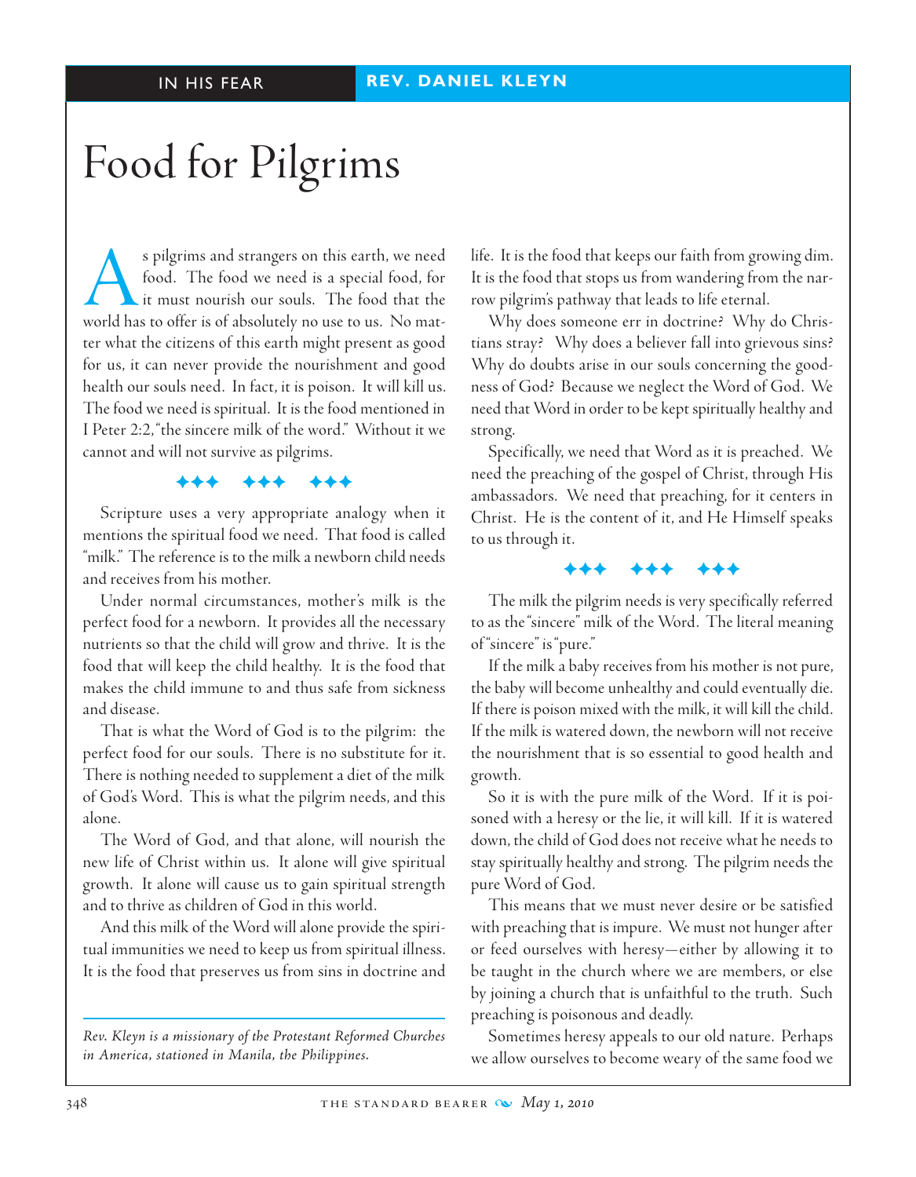IN HIS FEAR — REV. DANIEL KLEYN

# Food for Pilgrims

As pilgrims and strangers on this earth, we need food. The food we need is a special food, for it must nourish our souls. The food that the world has to offer is of absolutely no use to us. No matter what the citizens of this earth might present as good for us, it can never provide the nourishment and good health our souls need. In fact, it is poison. It will kill us. The food we need is spiritual. It is the food mentioned in I Peter 2:2, "the sincere milk of the word." Without it we cannot and will not survive as pilgrims.

✦✦✦ ✦✦✦ ✦✦✦

Scripture uses a very appropriate analogy when it mentions the spiritual food we need. That food is called "milk." The reference is to the milk a newborn child needs and receives from his mother.

Under normal circumstances, mother's milk is the perfect food for a newborn. It provides all the necessary nutrients so that the child will grow and thrive. It is the food that will keep the child healthy. It is the food that makes the child immune to and thus safe from sickness and disease.

That is what the Word of God is to the pilgrim: the perfect food for our souls. There is no substitute for it. There is nothing needed to supplement a diet of the milk of God's Word. This is what the pilgrim needs, and this alone.

The Word of God, and that alone, will nourish the new life of Christ within us. It alone will give spiritual growth. It alone will cause us to gain spiritual strength and to thrive as children of God in this world.

And this milk of the Word will alone provide the spiritual immunities we need to keep us from spiritual illness. It is the food that preserves us from sins in doctrine and life. It is the food that keeps our faith from growing dim. It is the food that stops us from wandering from the narrow pilgrim's pathway that leads to life eternal.

Why does someone err in doctrine? Why do Christians stray? Why does a believer fall into grievous sins? Why do doubts arise in our souls concerning the goodness of God? Because we neglect the Word of God. We need that Word in order to be kept spiritually healthy and strong.

Specifically, we need that Word as it is preached. We need the preaching of the gospel of Christ, through His ambassadors. We need that preaching, for it centers in Christ. He is the content of it, and He Himself speaks to us through it.

✦✦✦ ✦✦✦ ✦✦✦

The milk the pilgrim needs is very specifically referred to as the "sincere" milk of the Word. The literal meaning of "sincere" is "pure."

If the milk a baby receives from his mother is not pure, the baby will become unhealthy and could eventually die. If there is poison mixed with the milk, it will kill the child. If the milk is watered down, the newborn will not receive the nourishment that is so essential to good health and growth.

So it is with the pure milk of the Word. If it is poisoned with a heresy or the lie, it will kill. If it is watered down, the child of God does not receive what he needs to stay spiritually healthy and strong. The pilgrim needs the pure Word of God.

This means that we must never desire or be satisfied with preaching that is impure. We must not hunger after or feed ourselves with heresy—either by allowing it to be taught in the church where we are members, or else by joining a church that is unfaithful to the truth. Such preaching is poisonous and deadly.

Sometimes heresy appeals to our old nature. Perhaps we allow ourselves to become weary of the same food we

---

*Rev. Kleyn is a missionary of the Protestant Reformed Churches in America, stationed in Manila, the Philippines.*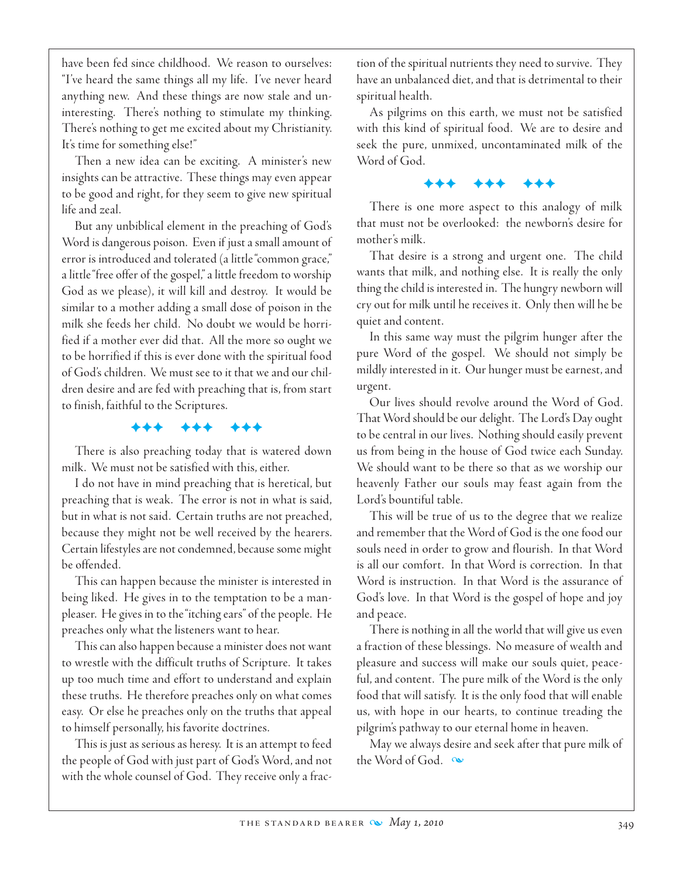have been fed since childhood. We reason to ourselves: "I've heard the same things all my life. I've never heard anything new. And these things are now stale and uninteresting. There's nothing to stimulate my thinking. There's nothing to get me excited about my Christianity. It's time for something else!"

Then a new idea can be exciting. A minister's new insights can be attractive. These things may even appear to be good and right, for they seem to give new spiritual life and zeal.

But any unbiblical element in the preaching of God's Word is dangerous poison. Even if just a small amount of error is introduced and tolerated (a little "common grace," a little "free offer of the gospel," a little freedom to worship God as we please), it will kill and destroy. It would be similar to a mother adding a small dose of poison in the milk she feeds her child. No doubt we would be horrified if a mother ever did that. All the more so ought we to be horrified if this is ever done with the spiritual food of God's children. We must see to it that we and our children desire and are fed with preaching that is, from start to finish, faithful to the Scriptures.

✦✦✦ ✦✦✦ ✦✦✦

There is also preaching today that is watered down milk. We must not be satisfied with this, either.

I do not have in mind preaching that is heretical, but preaching that is weak. The error is not in what is said, but in what is not said. Certain truths are not preached, because they might not be well received by the hearers. Certain lifestyles are not condemned, because some might be offended.

This can happen because the minister is interested in being liked. He gives in to the temptation to be a man-pleaser. He gives in to the "itching ears" of the people. He preaches only what the listeners want to hear.

This can also happen because a minister does not want to wrestle with the difficult truths of Scripture. It takes up too much time and effort to understand and explain these truths. He therefore preaches only on what comes easy. Or else he preaches only on the truths that appeal to himself personally, his favorite doctrines.

This is just as serious as heresy. It is an attempt to feed the people of God with just part of God's Word, and not with the whole counsel of God. They receive only a fraction of the spiritual nutrients they need to survive. They have an unbalanced diet, and that is detrimental to their spiritual health.

As pilgrims on this earth, we must not be satisfied with this kind of spiritual food. We are to desire and seek the pure, unmixed, uncontaminated milk of the Word of God.

✦✦✦ ✦✦✦ ✦✦✦

There is one more aspect to this analogy of milk that must not be overlooked: the newborn's desire for mother's milk.

That desire is a strong and urgent one. The child wants that milk, and nothing else. It is really the only thing the child is interested in. The hungry newborn will cry out for milk until he receives it. Only then will he be quiet and content.

In this same way must the pilgrim hunger after the pure Word of the gospel. We should not simply be mildly interested in it. Our hunger must be earnest, and urgent.

Our lives should revolve around the Word of God. That Word should be our delight. The Lord's Day ought to be central in our lives. Nothing should easily prevent us from being in the house of God twice each Sunday. We should want to be there so that as we worship our heavenly Father our souls may feast again from the Lord's bountiful table.

This will be true of us to the degree that we realize and remember that the Word of God is the one food our souls need in order to grow and flourish. In that Word is all our comfort. In that Word is correction. In that Word is instruction. In that Word is the assurance of God's love. In that Word is the gospel of hope and joy and peace.

There is nothing in all the world that will give us even a fraction of these blessings. No measure of wealth and pleasure and success will make our souls quiet, peaceful, and content. The pure milk of the Word is the only food that will satisfy. It is the only food that will enable us, with hope in our hearts, to continue treading the pilgrim's pathway to our eternal home in heaven.

May we always desire and seek after that pure milk of the Word of God.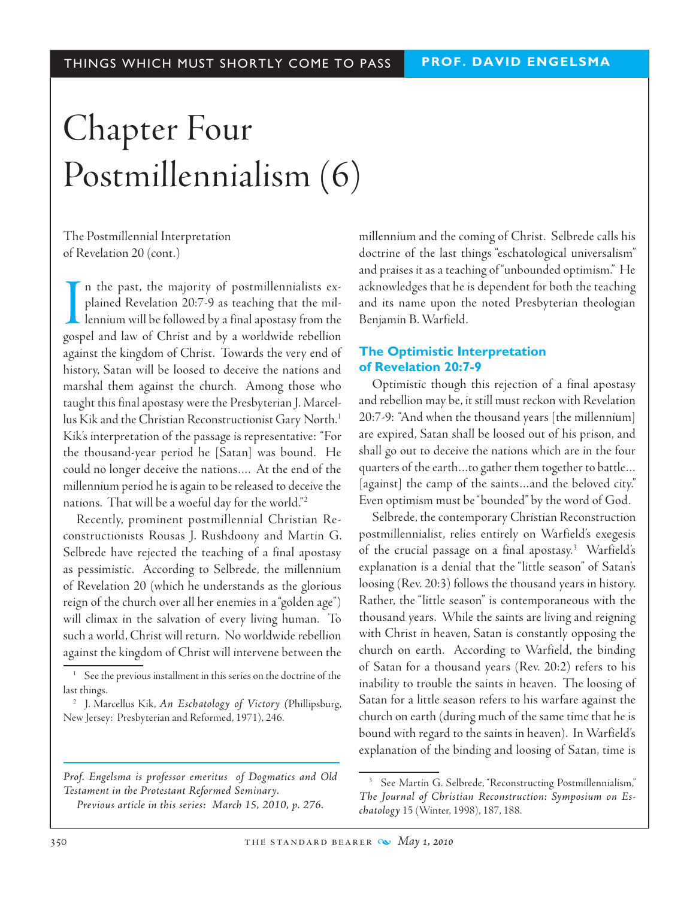# Chapter Four Postmillennialism (6)

The Postmillennial Interpretation of Revelation 20 (cont.)

In the past, the majority of postmillennialists explained Revelation 20:7-9 as teaching that the millennium will be followed by a final apostasy from the gospel and law of Christ and by a worldwide rebellion against the kingdom of Christ. Towards the very end of history, Satan will be loosed to deceive the nations and marshal them against the church. Among those who taught this final apostasy were the Presbyterian J. Marcellus Kik and the Christian Reconstructionist Gary North.[1] Kik's interpretation of the passage is representative: "For the thousand-year period he [Satan] was bound. He could no longer deceive the nations.... At the end of the millennium period he is again to be released to deceive the nations. That will be a woeful day for the world."[2]

Recently, prominent postmillennial Christian Reconstructionists Rousas J. Rushdoony and Martin G. Selbrede have rejected the teaching of a final apostasy as pessimistic. According to Selbrede, the millennium of Revelation 20 (which he understands as the glorious reign of the church over all her enemies in a "golden age") will climax in the salvation of every living human. To such a world, Christ will return. No worldwide rebellion against the kingdom of Christ will intervene between the millennium and the coming of Christ. Selbrede calls his doctrine of the last things "eschatological universalism" and praises it as a teaching of "unbounded optimism." He acknowledges that he is dependent for both the teaching and its name upon the noted Presbyterian theologian Benjamin B. Warfield.

## The Optimistic Interpretation of Revelation 20:7-9

Optimistic though this rejection of a final apostasy and rebellion may be, it still must reckon with Revelation 20:7-9: "And when the thousand years [the millennium] are expired, Satan shall be loosed out of his prison, and shall go out to deceive the nations which are in the four quarters of the earth...to gather them together to battle... [against] the camp of the saints...and the beloved city." Even optimism must be "bounded" by the word of God.

Selbrede, the contemporary Christian Reconstruction postmillennialist, relies entirely on Warfield's exegesis of the crucial passage on a final apostasy.[3] Warfield's explanation is a denial that the "little season" of Satan's loosing (Rev. 20:3) follows the thousand years in history. Rather, the "little season" is contemporaneous with the thousand years. While the saints are living and reigning with Christ in heaven, Satan is constantly opposing the church on earth. According to Warfield, the binding of Satan for a thousand years (Rev. 20:2) refers to his inability to trouble the saints in heaven. The loosing of Satan for a little season refers to his warfare against the church on earth (during much of the same time that he is bound with regard to the saints in heaven). In Warfield's explanation of the binding and loosing of Satan, time is

---

[1] See the previous installment in this series on the doctrine of the last things.

[2] J. Marcellus Kik, *An Eschatology of Victory* (Phillipsburg, New Jersey: Presbyterian and Reformed, 1971), 246.

[3] See Martin G. Selbrede, "Reconstructing Postmillennialism," *The Journal of Christian Reconstruction: Symposium on Eschatology* 15 (Winter, 1998), 187, 188.

*Prof. Engelsma is professor emeritus of Dogmatics and Old Testament in the Protestant Reformed Seminary.*

*Previous article in this series: March 15, 2010, p. 276.*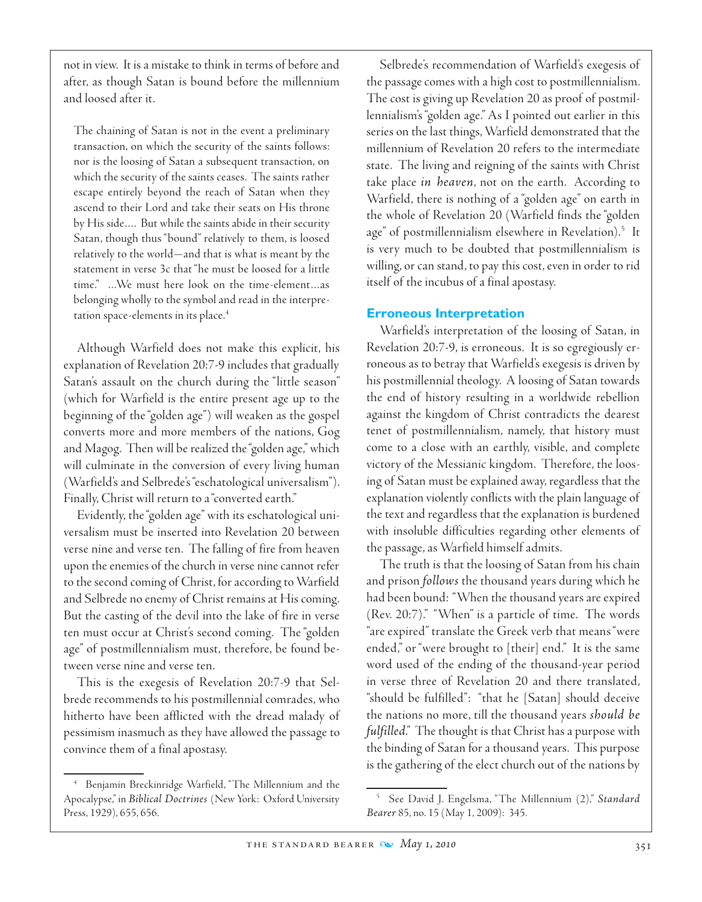not in view. It is a mistake to think in terms of before and after, as though Satan is bound before the millennium and loosed after it.

> The chaining of Satan is not in the event a preliminary transaction, on which the security of the saints follows: nor is the loosing of Satan a subsequent transaction, on which the security of the saints ceases. The saints rather escape entirely beyond the reach of Satan when they ascend to their Lord and take their seats on His throne by His side.... But while the saints abide in their security Satan, though thus "bound" relatively to them, is loosed relatively to the world—and that is what is meant by the statement in verse 3c that "he must be loosed for a little time." ...We must here look on the time-element...as belonging wholly to the symbol and read in the interpretation space-elements in its place.[4]

Although Warfield does not make this explicit, his explanation of Revelation 20:7-9 includes that gradually Satan's assault on the church during the "little season" (which for Warfield is the entire present age up to the beginning of the "golden age") will weaken as the gospel converts more and more members of the nations, Gog and Magog. Then will be realized the "golden age," which will culminate in the conversion of every living human (Warfield's and Selbrede's "eschatological universalism"). Finally, Christ will return to a "converted earth."

Evidently, the "golden age" with its eschatological universalism must be inserted into Revelation 20 between verse nine and verse ten. The falling of fire from heaven upon the enemies of the church in verse nine cannot refer to the second coming of Christ, for according to Warfield and Selbrede no enemy of Christ remains at His coming. But the casting of the devil into the lake of fire in verse ten must occur at Christ's second coming. The "golden age" of postmillennialism must, therefore, be found between verse nine and verse ten.

This is the exegesis of Revelation 20:7-9 that Selbrede recommends to his postmillennial comrades, who hitherto have been afflicted with the dread malady of pessimism inasmuch as they have allowed the passage to convince them of a final apostasy.

Selbrede's recommendation of Warfield's exegesis of the passage comes with a high cost to postmillennialism. The cost is giving up Revelation 20 as proof of postmillennialism's "golden age." As I pointed out earlier in this series on the last things, Warfield demonstrated that the millennium of Revelation 20 refers to the intermediate state. The living and reigning of the saints with Christ take place *in heaven*, not on the earth. According to Warfield, there is nothing of a "golden age" on earth in the whole of Revelation 20 (Warfield finds the "golden age" of postmillennialism elsewhere in Revelation).[5] It is very much to be doubted that postmillennialism is willing, or can stand, to pay this cost, even in order to rid itself of the incubus of a final apostasy.

## Erroneous Interpretation

Warfield's interpretation of the loosing of Satan, in Revelation 20:7-9, is erroneous. It is so egregiously erroneous as to betray that Warfield's exegesis is driven by his postmillennial theology. A loosing of Satan towards the end of history resulting in a worldwide rebellion against the kingdom of Christ contradicts the dearest tenet of postmillennialism, namely, that history must come to a close with an earthly, visible, and complete victory of the Messianic kingdom. Therefore, the loosing of Satan must be explained away, regardless that the explanation violently conflicts with the plain language of the text and regardless that the explanation is burdened with insoluble difficulties regarding other elements of the passage, as Warfield himself admits.

The truth is that the loosing of Satan from his chain and prison *follows* the thousand years during which he had been bound: "When the thousand years are expired (Rev. 20:7)." "When" is a particle of time. The words "are expired" translate the Greek verb that means "were ended," or "were brought to [their] end." It is the same word used of the ending of the thousand-year period in verse three of Revelation 20 and there translated, "should be fulfilled": "that he [Satan] should deceive the nations no more, till the thousand years *should be fulfilled*." The thought is that Christ has a purpose with the binding of Satan for a thousand years. This purpose is the gathering of the elect church out of the nations by

---

[4] Benjamin Breckinridge Warfield, "The Millennium and the Apocalypse," in *Biblical Doctrines* (New York: Oxford University Press, 1929), 655, 656.

[5] See David J. Engelsma, "The Millennium (2)," *Standard Bearer* 85, no. 15 (May 1, 2009): 345.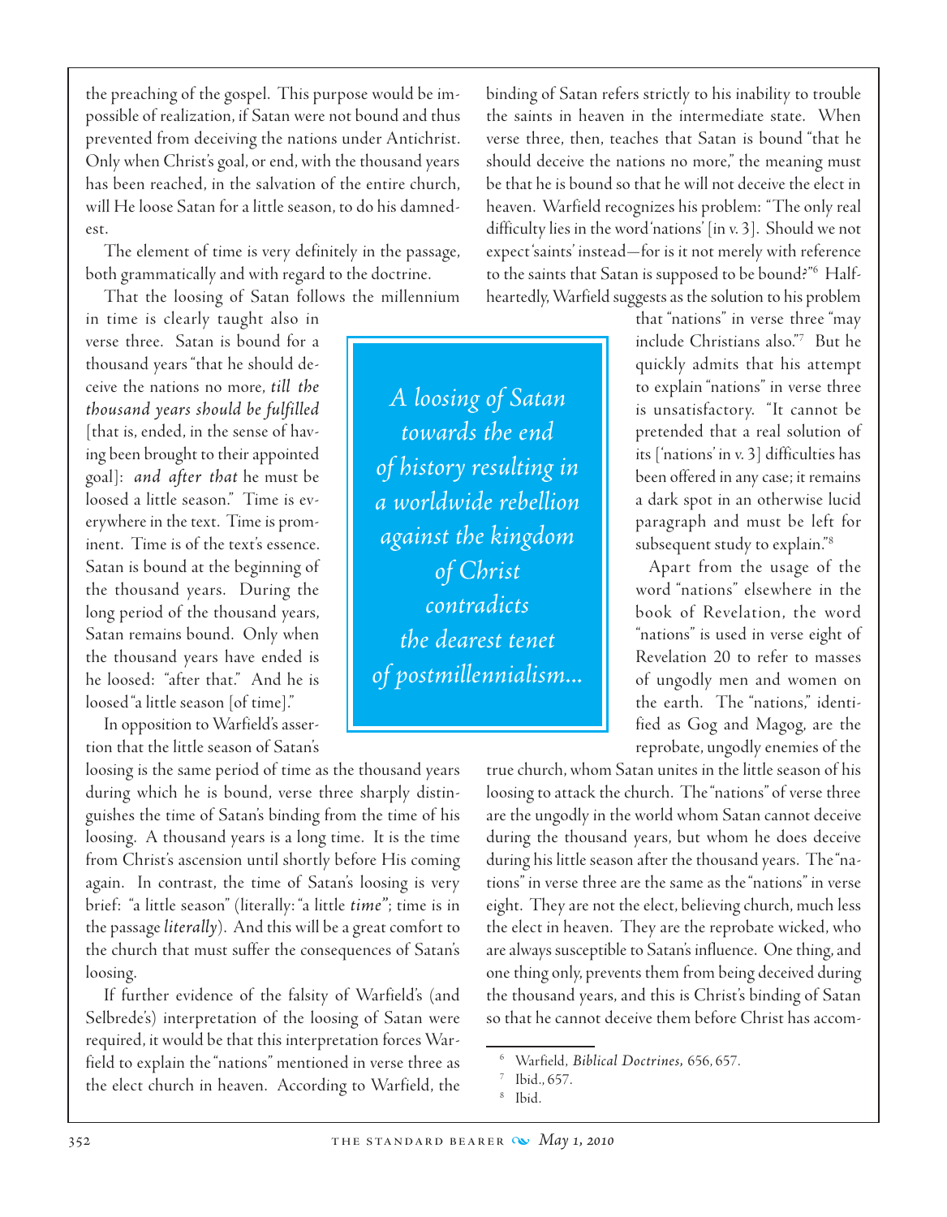the preaching of the gospel. This purpose would be impossible of realization, if Satan were not bound and thus prevented from deceiving the nations under Antichrist. Only when Christ's goal, or end, with the thousand years has been reached, in the salvation of the entire church, will He loose Satan for a little season, to do his damnedest.

The element of time is very definitely in the passage, both grammatically and with regard to the doctrine.

That the loosing of Satan follows the millennium in time is clearly taught also in verse three. Satan is bound for a thousand years "that he should deceive the nations no more, *till the thousand years should be fulfilled* [that is, ended, in the sense of having been brought to their appointed goal]: *and after that* he must be loosed a little season." Time is everywhere in the text. Time is prominent. Time is of the text's essence. Satan is bound at the beginning of the thousand years. During the long period of the thousand years, Satan remains bound. Only when the thousand years have ended is he loosed: "after that." And he is loosed "a little season [of time]."

*A loosing of Satan towards the end of history resulting in a worldwide rebellion against the kingdom of Christ contradicts the dearest tenet of postmillennialism...*

In opposition to Warfield's assertion that the little season of Satan's loosing is the same period of time as the thousand years during which he is bound, verse three sharply distinguishes the time of Satan's binding from the time of his loosing. A thousand years is a long time. It is the time from Christ's ascension until shortly before His coming again. In contrast, the time of Satan's loosing is very brief: "a little season" (literally: "a little *time*"; time is in the passage *literally*). And this will be a great comfort to the church that must suffer the consequences of Satan's loosing.

If further evidence of the falsity of Warfield's (and Selbrede's) interpretation of the loosing of Satan were required, it would be that this interpretation forces Warfield to explain the "nations" mentioned in verse three as the elect church in heaven. According to Warfield, the binding of Satan refers strictly to his inability to trouble the saints in heaven in the intermediate state. When verse three, then, teaches that Satan is bound "that he should deceive the nations no more," the meaning must be that he is bound so that he will not deceive the elect in heaven. Warfield recognizes his problem: "The only real difficulty lies in the word 'nations' [in v. 3]. Should we not expect 'saints' instead—for is it not merely with reference to the saints that Satan is supposed to be bound?"[6] Half-heartedly, Warfield suggests as the solution to his problem that "nations" in verse three "may include Christians also."[7] But he quickly admits that his attempt to explain "nations" in verse three is unsatisfactory. "It cannot be pretended that a real solution of its ['nations' in v. 3] difficulties has been offered in any case; it remains a dark spot in an otherwise lucid paragraph and must be left for subsequent study to explain."[8]

Apart from the usage of the word "nations" elsewhere in the book of Revelation, the word "nations" is used in verse eight of Revelation 20 to refer to masses of ungodly men and women on the earth. The "nations," identified as Gog and Magog, are the reprobate, ungodly enemies of the true church, whom Satan unites in the little season of his loosing to attack the church. The "nations" of verse three are the ungodly in the world whom Satan cannot deceive during the thousand years, but whom he does deceive during his little season after the thousand years. The "nations" in verse three are the same as the "nations" in verse eight. They are not the elect, believing church, much less the elect in heaven. They are the reprobate wicked, who are always susceptible to Satan's influence. One thing, and one thing only, prevents them from being deceived during the thousand years, and this is Christ's binding of Satan so that he cannot deceive them before Christ has accom-

---

[6] Warfield, *Biblical Doctrines*, 656, 657.

[7] Ibid., 657.

[8] Ibid.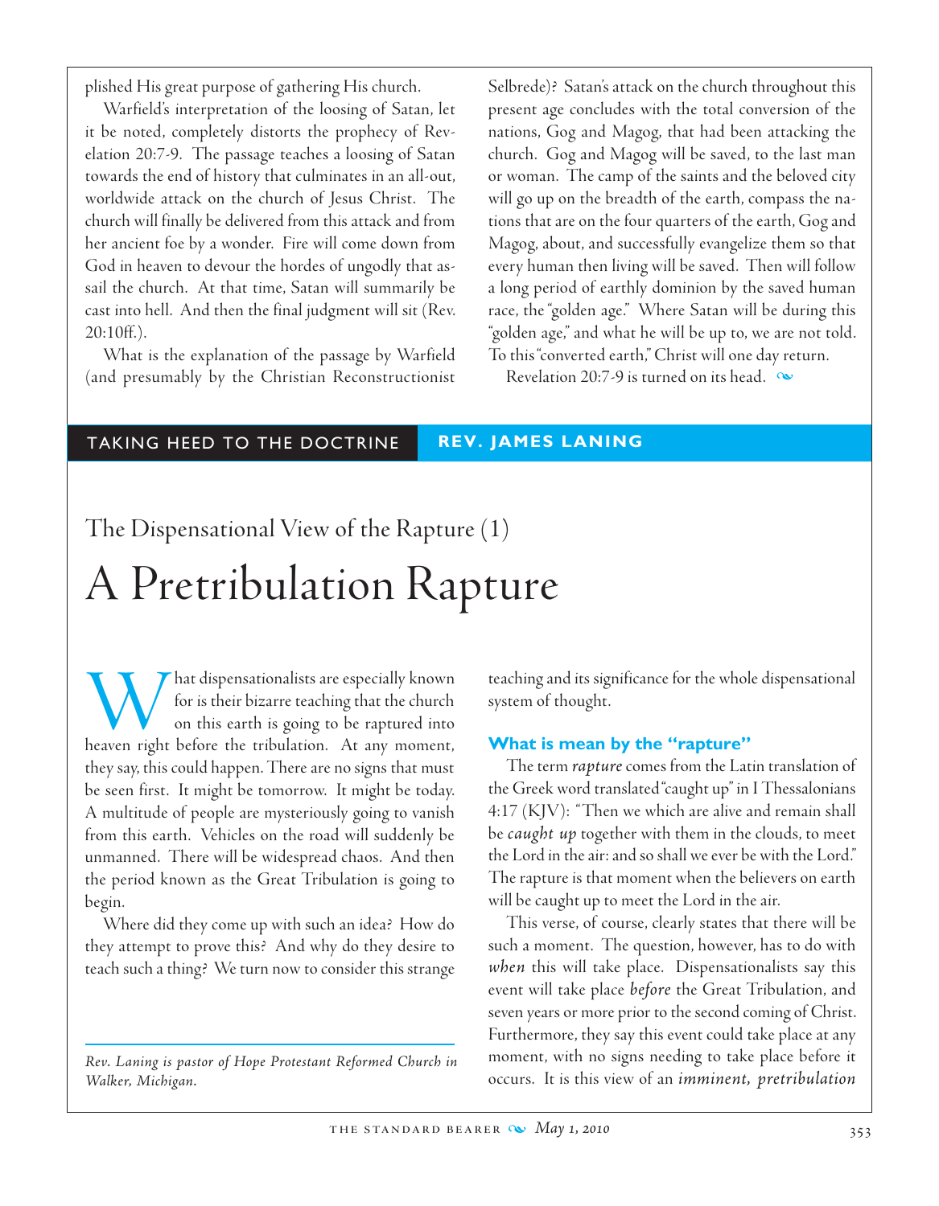plished His great purpose of gathering His church.

Warfield's interpretation of the loosing of Satan, let it be noted, completely distorts the prophecy of Revelation 20:7-9. The passage teaches a loosing of Satan towards the end of history that culminates in an all-out, worldwide attack on the church of Jesus Christ. The church will finally be delivered from this attack and from her ancient foe by a wonder. Fire will come down from God in heaven to devour the hordes of ungodly that assail the church. At that time, Satan will summarily be cast into hell. And then the final judgment will sit (Rev. 20:10ff.).

What is the explanation of the passage by Warfield (and presumably by the Christian Reconstructionist Selbrede)? Satan's attack on the church throughout this present age concludes with the total conversion of the nations, Gog and Magog, that had been attacking the church. Gog and Magog will be saved, to the last man or woman. The camp of the saints and the beloved city will go up on the breadth of the earth, compass the nations that are on the four quarters of the earth, Gog and Magog, about, and successfully evangelize them so that every human then living will be saved. Then will follow a long period of earthly dominion by the saved human race, the "golden age." Where Satan will be during this "golden age," and what he will be up to, we are not told. To this "converted earth," Christ will one day return.

Revelation 20:7-9 is turned on its head.

TAKING HEED TO THE DOCTRINE — **REV. JAMES LANING**

## The Dispensational View of the Rapture (1)

# A Pretribulation Rapture

What dispensationalists are especially known for is their bizarre teaching that the church on this earth is going to be raptured into heaven right before the tribulation. At any moment, they say, this could happen. There are no signs that must be seen first. It might be tomorrow. It might be today. A multitude of people are mysteriously going to vanish from this earth. Vehicles on the road will suddenly be unmanned. There will be widespread chaos. And then the period known as the Great Tribulation is going to begin.

Where did they come up with such an idea? How do they attempt to prove this? And why do they desire to teach such a thing? We turn now to consider this strange teaching and its significance for the whole dispensational system of thought.

*Rev. Laning is pastor of Hope Protestant Reformed Church in Walker, Michigan.*

### What is mean by the "rapture"

The term *rapture* comes from the Latin translation of the Greek word translated "caught up" in I Thessalonians 4:17 (KJV): "Then we which are alive and remain shall be *caught up* together with them in the clouds, to meet the Lord in the air: and so shall we ever be with the Lord." The rapture is that moment when the believers on earth will be caught up to meet the Lord in the air.

This verse, of course, clearly states that there will be such a moment. The question, however, has to do with *when* this will take place. Dispensationalists say this event will take place *before* the Great Tribulation, and seven years or more prior to the second coming of Christ. Furthermore, they say this event could take place at any moment, with no signs needing to take place before it occurs. It is this view of an *imminent, pretribulation*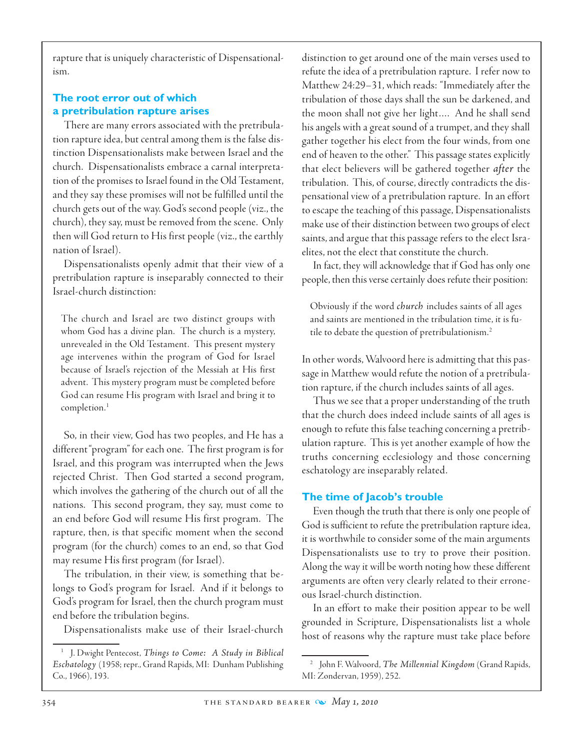rapture that is uniquely characteristic of Dispensationalism.

## The root error out of which a pretribulation rapture arises

There are many errors associated with the pretribulation rapture idea, but central among them is the false distinction Dispensationalists make between Israel and the church. Dispensationalists embrace a carnal interpretation of the promises to Israel found in the Old Testament, and they say these promises will not be fulfilled until the church gets out of the way. God's second people (viz., the church), they say, must be removed from the scene. Only then will God return to His first people (viz., the earthly nation of Israel).

Dispensationalists openly admit that their view of a pretribulation rapture is inseparably connected to their Israel-church distinction:

> The church and Israel are two distinct groups with whom God has a divine plan. The church is a mystery, unrevealed in the Old Testament. This present mystery age intervenes within the program of God for Israel because of Israel's rejection of the Messiah at His first advent. This mystery program must be completed before God can resume His program with Israel and bring it to completion.[1]

So, in their view, God has two peoples, and He has a different "program" for each one. The first program is for Israel, and this program was interrupted when the Jews rejected Christ. Then God started a second program, which involves the gathering of the church out of all the nations. This second program, they say, must come to an end before God will resume His first program. The rapture, then, is that specific moment when the second program (for the church) comes to an end, so that God may resume His first program (for Israel).

The tribulation, in their view, is something that belongs to God's program for Israel. And if it belongs to God's program for Israel, then the church program must end before the tribulation begins.

Dispensationalists make use of their Israel-church distinction to get around one of the main verses used to refute the idea of a pretribulation rapture. I refer now to Matthew 24:29–31, which reads: "Immediately after the tribulation of those days shall the sun be darkened, and the moon shall not give her light.... And he shall send his angels with a great sound of a trumpet, and they shall gather together his elect from the four winds, from one end of heaven to the other." This passage states explicitly that elect believers will be gathered together *after* the tribulation. This, of course, directly contradicts the dispensational view of a pretribulation rapture. In an effort to escape the teaching of this passage, Dispensationalists make use of their distinction between two groups of elect saints, and argue that this passage refers to the elect Israelites, not the elect that constitute the church.

In fact, they will acknowledge that if God has only one people, then this verse certainly does refute their position:

> Obviously if the word *church* includes saints of all ages and saints are mentioned in the tribulation time, it is futile to debate the question of pretribulationism.[2]

In other words, Walvoord here is admitting that this passage in Matthew would refute the notion of a pretribulation rapture, if the church includes saints of all ages.

Thus we see that a proper understanding of the truth that the church does indeed include saints of all ages is enough to refute this false teaching concerning a pretribulation rapture. This is yet another example of how the truths concerning ecclesiology and those concerning eschatology are inseparably related.

## The time of Jacob's trouble

Even though the truth that there is only one people of God is sufficient to refute the pretribulation rapture idea, it is worthwhile to consider some of the main arguments Dispensationalists use to try to prove their position. Along the way it will be worth noting how these different arguments are often very clearly related to their erroneous Israel-church distinction.

In an effort to make their position appear to be well grounded in Scripture, Dispensationalists list a whole host of reasons why the rapture must take place before

---

[1] J. Dwight Pentecost, *Things to Come: A Study in Biblical Eschatology* (1958; repr., Grand Rapids, MI: Dunham Publishing Co., 1966), 193.

[2] John F. Walvoord, *The Millennial Kingdom* (Grand Rapids, MI: Zondervan, 1959), 252.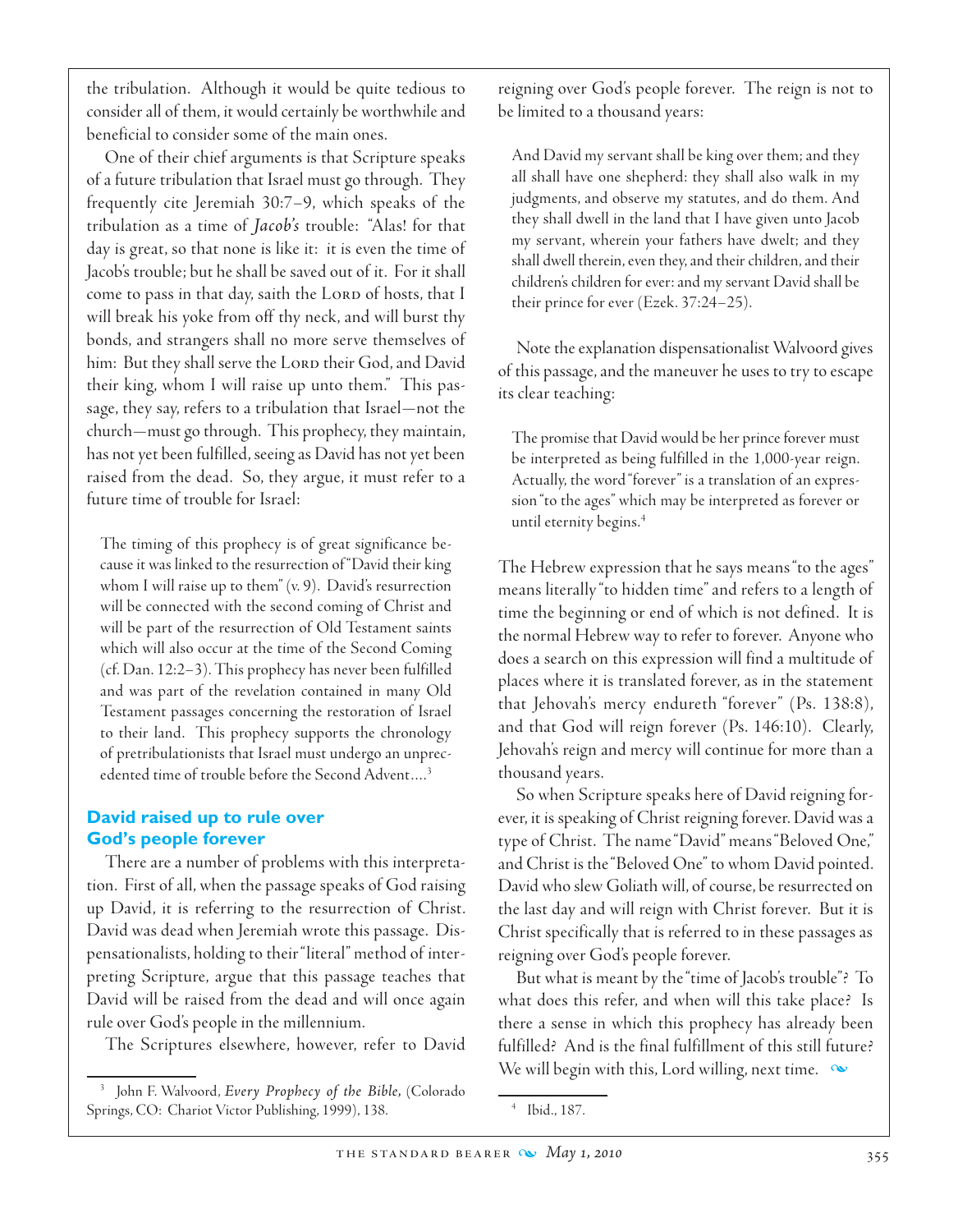the tribulation. Although it would be quite tedious to consider all of them, it would certainly be worthwhile and beneficial to consider some of the main ones.

One of their chief arguments is that Scripture speaks of a future tribulation that Israel must go through. They frequently cite Jeremiah 30:7–9, which speaks of the tribulation as a time of *Jacob's* trouble: "Alas! for that day is great, so that none is like it: it is even the time of Jacob's trouble; but he shall be saved out of it. For it shall come to pass in that day, saith the LORD of hosts, that I will break his yoke from off thy neck, and will burst thy bonds, and strangers shall no more serve themselves of him: But they shall serve the LORD their God, and David their king, whom I will raise up unto them." This passage, they say, refers to a tribulation that Israel—not the church—must go through. This prophecy, they maintain, has not yet been fulfilled, seeing as David has not yet been raised from the dead. So, they argue, it must refer to a future time of trouble for Israel:

> The timing of this prophecy is of great significance because it was linked to the resurrection of "David their king whom I will raise up to them" (v. 9). David's resurrection will be connected with the second coming of Christ and will be part of the resurrection of Old Testament saints which will also occur at the time of the Second Coming (cf. Dan. 12:2–3). This prophecy has never been fulfilled and was part of the revelation contained in many Old Testament passages concerning the restoration of Israel to their land. This prophecy supports the chronology of pretribulationists that Israel must undergo an unprecedented time of trouble before the Second Advent....[3]

## David raised up to rule over God's people forever

There are a number of problems with this interpretation. First of all, when the passage speaks of God raising up David, it is referring to the resurrection of Christ. David was dead when Jeremiah wrote this passage. Dispensationalists, holding to their "literal" method of interpreting Scripture, argue that this passage teaches that David will be raised from the dead and will once again rule over God's people in the millennium.

The Scriptures elsewhere, however, refer to David reigning over God's people forever. The reign is not to be limited to a thousand years:

> And David my servant shall be king over them; and they all shall have one shepherd: they shall also walk in my judgments, and observe my statutes, and do them. And they shall dwell in the land that I have given unto Jacob my servant, wherein your fathers have dwelt; and they shall dwell therein, even they, and their children, and their children's children for ever: and my servant David shall be their prince for ever (Ezek. 37:24–25).

Note the explanation dispensationalist Walvoord gives of this passage, and the maneuver he uses to try to escape its clear teaching:

> The promise that David would be her prince forever must be interpreted as being fulfilled in the 1,000-year reign. Actually, the word "forever" is a translation of an expression "to the ages" which may be interpreted as forever or until eternity begins.[4]

The Hebrew expression that he says means "to the ages" means literally "to hidden time" and refers to a length of time the beginning or end of which is not defined. It is the normal Hebrew way to refer to forever. Anyone who does a search on this expression will find a multitude of places where it is translated forever, as in the statement that Jehovah's mercy endureth "forever" (Ps. 138:8), and that God will reign forever (Ps. 146:10). Clearly, Jehovah's reign and mercy will continue for more than a thousand years.

So when Scripture speaks here of David reigning forever, it is speaking of Christ reigning forever. David was a type of Christ. The name "David" means "Beloved One," and Christ is the "Beloved One" to whom David pointed. David who slew Goliath will, of course, be resurrected on the last day and will reign with Christ forever. But it is Christ specifically that is referred to in these passages as reigning over God's people forever.

But what is meant by the "time of Jacob's trouble"? To what does this refer, and when will this take place? Is there a sense in which this prophecy has already been fulfilled? And is the final fulfillment of this still future? We will begin with this, Lord willing, next time.

---

[3] John F. Walvoord, *Every Prophecy of the Bible*, (Colorado Springs, CO: Chariot Victor Publishing, 1999), 138.

[4] Ibid., 187.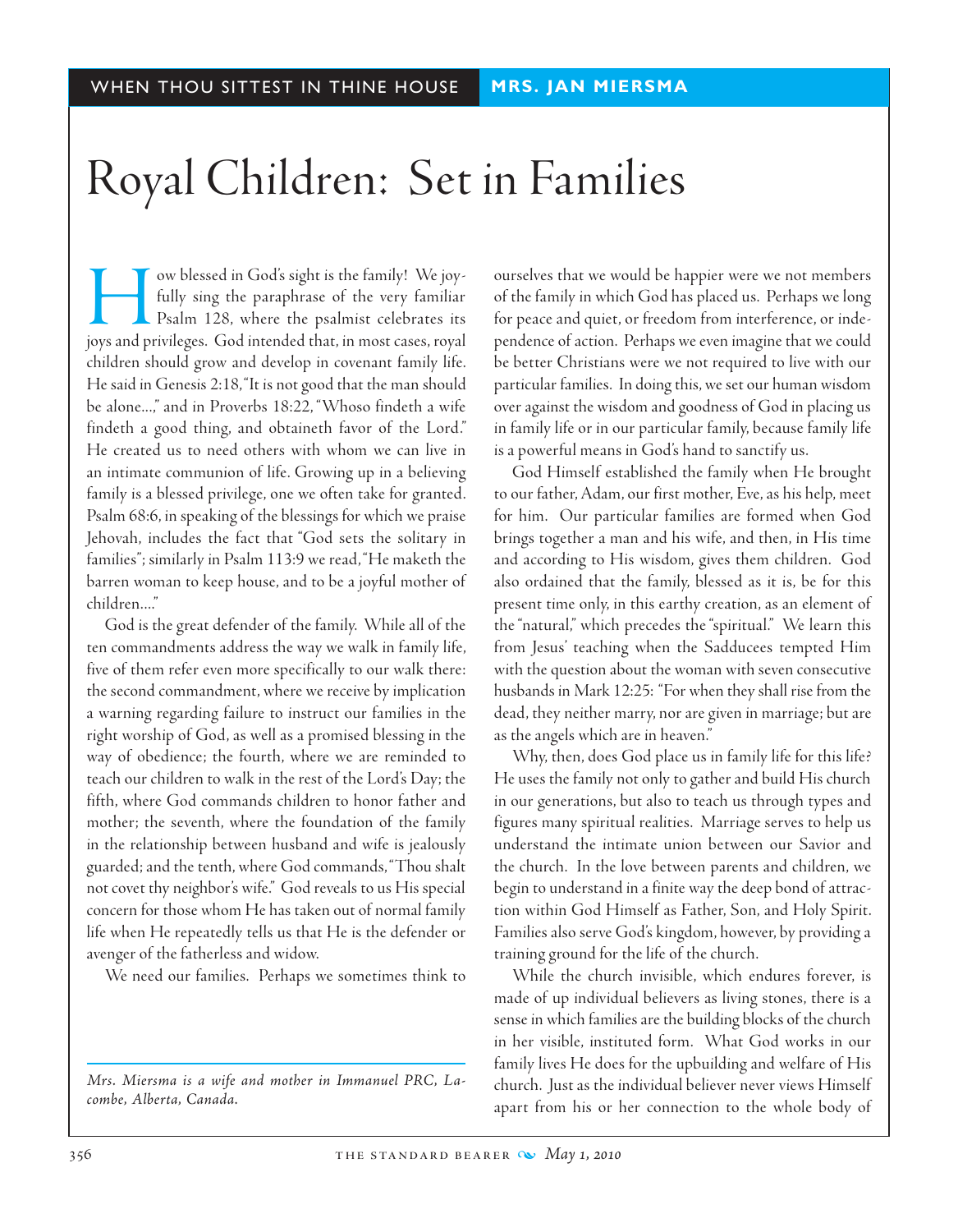WHEN THOU SITTEST IN THINE HOUSE | MRS. JAN MIERSMA

# Royal Children: Set in Families

How blessed in God's sight is the family! We joyfully sing the paraphrase of the very familiar Psalm 128, where the psalmist celebrates its joys and privileges. God intended that, in most cases, royal children should grow and develop in covenant family life. He said in Genesis 2:18, "It is not good that the man should be alone…," and in Proverbs 18:22, "Whoso findeth a wife findeth a good thing, and obtaineth favor of the Lord." He created us to need others with whom we can live in an intimate communion of life. Growing up in a believing family is a blessed privilege, one we often take for granted. Psalm 68:6, in speaking of the blessings for which we praise Jehovah, includes the fact that "God sets the solitary in families"; similarly in Psalm 113:9 we read, "He maketh the barren woman to keep house, and to be a joyful mother of children…."

God is the great defender of the family. While all of the ten commandments address the way we walk in family life, five of them refer even more specifically to our walk there: the second commandment, where we receive by implication a warning regarding failure to instruct our families in the right worship of God, as well as a promised blessing in the way of obedience; the fourth, where we are reminded to teach our children to walk in the rest of the Lord's Day; the fifth, where God commands children to honor father and mother; the seventh, where the foundation of the family in the relationship between husband and wife is jealously guarded; and the tenth, where God commands, "Thou shalt not covet thy neighbor's wife." God reveals to us His special concern for those whom He has taken out of normal family life when He repeatedly tells us that He is the defender or avenger of the fatherless and widow.

We need our families. Perhaps we sometimes think to ourselves that we would be happier were we not members of the family in which God has placed us. Perhaps we long for peace and quiet, or freedom from interference, or independence of action. Perhaps we even imagine that we could be better Christians were we not required to live with our particular families. In doing this, we set our human wisdom over against the wisdom and goodness of God in placing us in family life or in our particular family, because family life is a powerful means in God's hand to sanctify us.

God Himself established the family when He brought to our father, Adam, our first mother, Eve, as his help, meet for him. Our particular families are formed when God brings together a man and his wife, and then, in His time and according to His wisdom, gives them children. God also ordained that the family, blessed as it is, be for this present time only, in this earthy creation, as an element of the "natural," which precedes the "spiritual." We learn this from Jesus' teaching when the Sadducees tempted Him with the question about the woman with seven consecutive husbands in Mark 12:25: "For when they shall rise from the dead, they neither marry, nor are given in marriage; but are as the angels which are in heaven."

Why, then, does God place us in family life for this life? He uses the family not only to gather and build His church in our generations, but also to teach us through types and figures many spiritual realities. Marriage serves to help us understand the intimate union between our Savior and the church. In the love between parents and children, we begin to understand in a finite way the deep bond of attraction within God Himself as Father, Son, and Holy Spirit. Families also serve God's kingdom, however, by providing a training ground for the life of the church.

While the church invisible, which endures forever, is made of up individual believers as living stones, there is a sense in which families are the building blocks of the church in her visible, instituted form. What God works in our family lives He does for the upbuilding and welfare of His church. Just as the individual believer never views Himself apart from his or her connection to the whole body of

---

*Mrs. Miersma is a wife and mother in Immanuel PRC, Lacombe, Alberta, Canada.*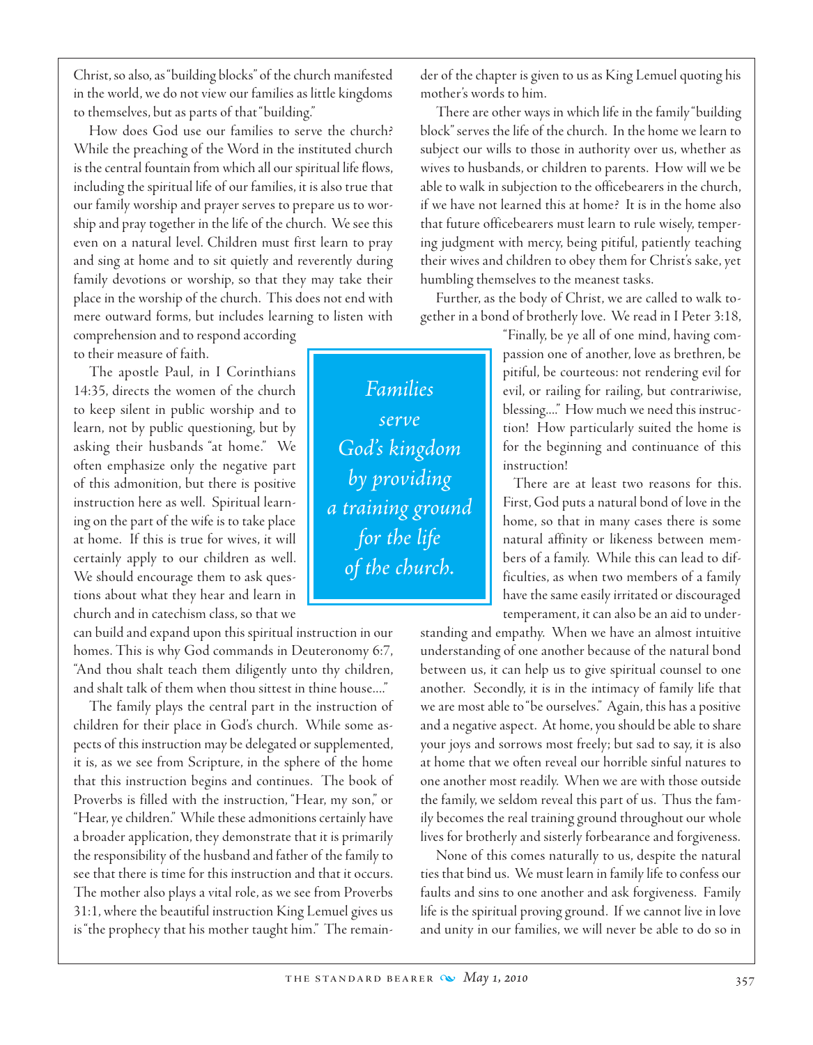Christ, so also, as "building blocks" of the church manifested in the world, we do not view our families as little kingdoms to themselves, but as parts of that "building."

How does God use our families to serve the church? While the preaching of the Word in the instituted church is the central fountain from which all our spiritual life flows, including the spiritual life of our families, it is also true that our family worship and prayer serves to prepare us to worship and pray together in the life of the church. We see this even on a natural level. Children must first learn to pray and sing at home and to sit quietly and reverently during family devotions or worship, so that they may take their place in the worship of the church. This does not end with mere outward forms, but includes learning to listen with comprehension and to respond according to their measure of faith.

The apostle Paul, in I Corinthians 14:35, directs the women of the church to keep silent in public worship and to learn, not by public questioning, but by asking their husbands "at home." We often emphasize only the negative part of this admonition, but there is positive instruction here as well. Spiritual learning on the part of the wife is to take place at home. If this is true for wives, it will certainly apply to our children as well. We should encourage them to ask questions about what they hear and learn in church and in catechism class, so that we can build and expand upon this spiritual instruction in our homes. This is why God commands in Deuteronomy 6:7, "And thou shalt teach them diligently unto thy children, and shalt talk of them when thou sittest in thine house...."

*Families serve God's kingdom by providing a training ground for the life of the church.*

The family plays the central part in the instruction of children for their place in God's church. While some aspects of this instruction may be delegated or supplemented, it is, as we see from Scripture, in the sphere of the home that this instruction begins and continues. The book of Proverbs is filled with the instruction, "Hear, my son," or "Hear, ye children." While these admonitions certainly have a broader application, they demonstrate that it is primarily the responsibility of the husband and father of the family to see that there is time for this instruction and that it occurs. The mother also plays a vital role, as we see from Proverbs 31:1, where the beautiful instruction King Lemuel gives us is "the prophecy that his mother taught him." The remainder of the chapter is given to us as King Lemuel quoting his mother's words to him.

There are other ways in which life in the family "building block" serves the life of the church. In the home we learn to subject our wills to those in authority over us, whether as wives to husbands, or children to parents. How will we be able to walk in subjection to the officebearers in the church, if we have not learned this at home? It is in the home also that future officebearers must learn to rule wisely, tempering judgment with mercy, being pitiful, patiently teaching their wives and children to obey them for Christ's sake, yet humbling themselves to the meanest tasks.

Further, as the body of Christ, we are called to walk together in a bond of brotherly love. We read in I Peter 3:18, "Finally, be ye all of one mind, having compassion one of another, love as brethren, be pitiful, be courteous: not rendering evil for evil, or railing for railing, but contrariwise, blessing...." How much we need this instruction! How particularly suited the home is for the beginning and continuance of this instruction!

There are at least two reasons for this. First, God puts a natural bond of love in the home, so that in many cases there is some natural affinity or likeness between members of a family. While this can lead to difficulties, as when two members of a family have the same easily irritated or discouraged temperament, it can also be an aid to understanding and empathy. When we have an almost intuitive understanding of one another because of the natural bond between us, it can help us to give spiritual counsel to one another. Secondly, it is in the intimacy of family life that we are most able to "be ourselves." Again, this has a positive and a negative aspect. At home, you should be able to share your joys and sorrows most freely; but sad to say, it is also at home that we often reveal our horrible sinful natures to one another most readily. When we are with those outside the family, we seldom reveal this part of us. Thus the family becomes the real training ground throughout our whole lives for brotherly and sisterly forbearance and forgiveness.

None of this comes naturally to us, despite the natural ties that bind us. We must learn in family life to confess our faults and sins to one another and ask forgiveness. Family life is the spiritual proving ground. If we cannot live in love and unity in our families, we will never be able to do so in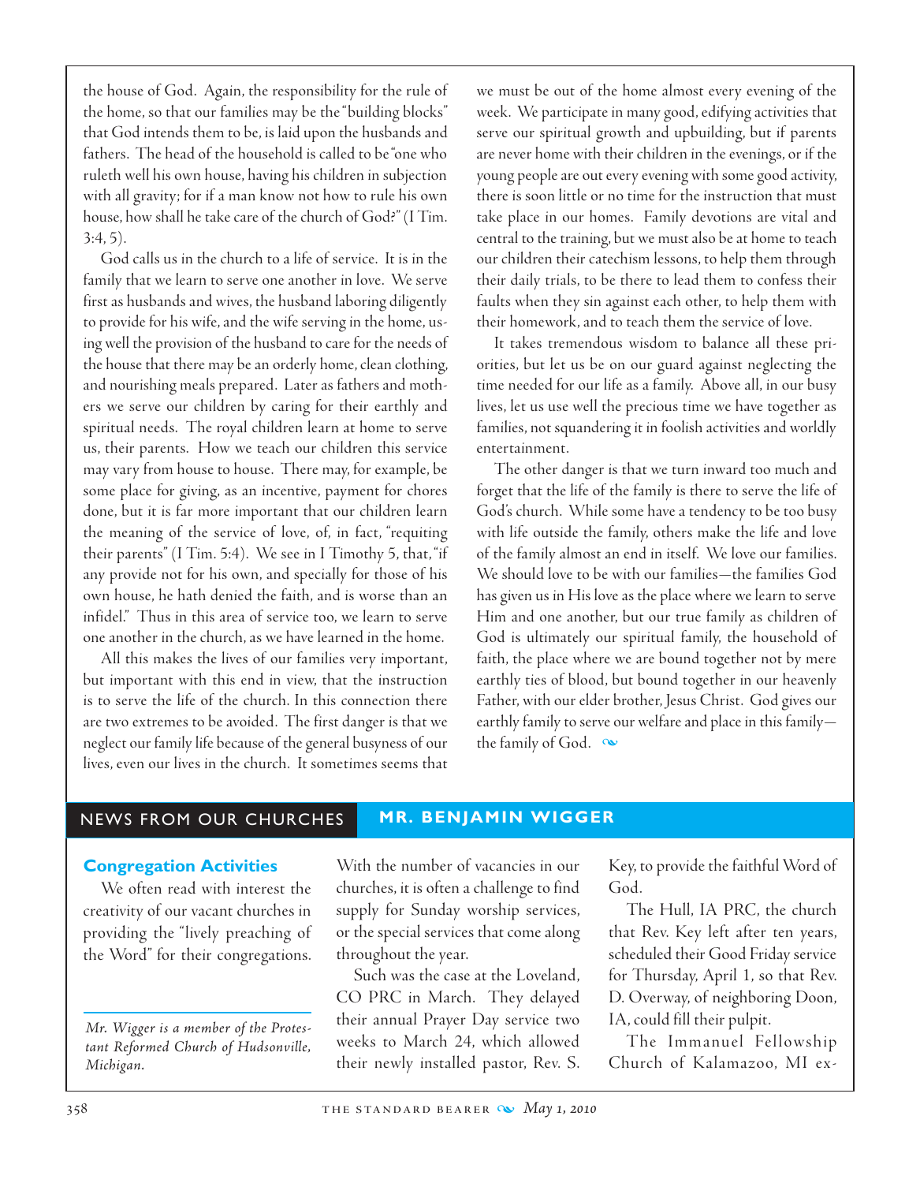the house of God. Again, the responsibility for the rule of the home, so that our families may be the "building blocks" that God intends them to be, is laid upon the husbands and fathers. The head of the household is called to be "one who ruleth well his own house, having his children in subjection with all gravity; for if a man know not how to rule his own house, how shall he take care of the church of God?" (I Tim. 3:4, 5).

God calls us in the church to a life of service. It is in the family that we learn to serve one another in love. We serve first as husbands and wives, the husband laboring diligently to provide for his wife, and the wife serving in the home, using well the provision of the husband to care for the needs of the house that there may be an orderly home, clean clothing, and nourishing meals prepared. Later as fathers and mothers we serve our children by caring for their earthly and spiritual needs. The royal children learn at home to serve us, their parents. How we teach our children this service may vary from house to house. There may, for example, be some place for giving, as an incentive, payment for chores done, but it is far more important that our children learn the meaning of the service of love, of, in fact, "requiting their parents" (I Tim. 5:4). We see in I Timothy 5, that, "if any provide not for his own, and specially for those of his own house, he hath denied the faith, and is worse than an infidel." Thus in this area of service too, we learn to serve one another in the church, as we have learned in the home.

All this makes the lives of our families very important, but important with this end in view, that the instruction is to serve the life of the church. In this connection there are two extremes to be avoided. The first danger is that we neglect our family life because of the general busyness of our lives, even our lives in the church. It sometimes seems that we must be out of the home almost every evening of the week. We participate in many good, edifying activities that serve our spiritual growth and upbuilding, but if parents are never home with their children in the evenings, or if the young people are out every evening with some good activity, there is soon little or no time for the instruction that must take place in our homes. Family devotions are vital and central to the training, but we must also be at home to teach our children their catechism lessons, to help them through their daily trials, to be there to lead them to confess their faults when they sin against each other, to help them with their homework, and to teach them the service of love.

It takes tremendous wisdom to balance all these priorities, but let us be on our guard against neglecting the time needed for our life as a family. Above all, in our busy lives, let us use well the precious time we have together as families, not squandering it in foolish activities and worldly entertainment.

The other danger is that we turn inward too much and forget that the life of the family is there to serve the life of God's church. While some have a tendency to be too busy with life outside the family, others make the life and love of the family almost an end in itself. We love our families. We should love to be with our families—the families God has given us in His love as the place where we learn to serve Him and one another, but our true family as children of God is ultimately our spiritual family, the household of faith, the place where we are bound together not by mere earthly ties of blood, but bound together in our heavenly Father, with our elder brother, Jesus Christ. God gives our earthly family to serve our welfare and place in this family—the family of God.

## NEWS FROM OUR CHURCHES — MR. BENJAMIN WIGGER

*Mr. Wigger is a member of the Protestant Reformed Church of Hudsonville, Michigan.*

### Congregation Activities

We often read with interest the creativity of our vacant churches in providing the "lively preaching of the Word" for their congregations. With the number of vacancies in our churches, it is often a challenge to find supply for Sunday worship services, or the special services that come along throughout the year.

Such was the case at the Loveland, CO PRC in March. They delayed their annual Prayer Day service two weeks to March 24, which allowed their newly installed pastor, Rev. S. Key, to provide the faithful Word of God.

The Hull, IA PRC, the church that Rev. Key left after ten years, scheduled their Good Friday service for Thursday, April 1, so that Rev. D. Overway, of neighboring Doon, IA, could fill their pulpit.

The Immanuel Fellowship Church of Kalamazoo, MI ex-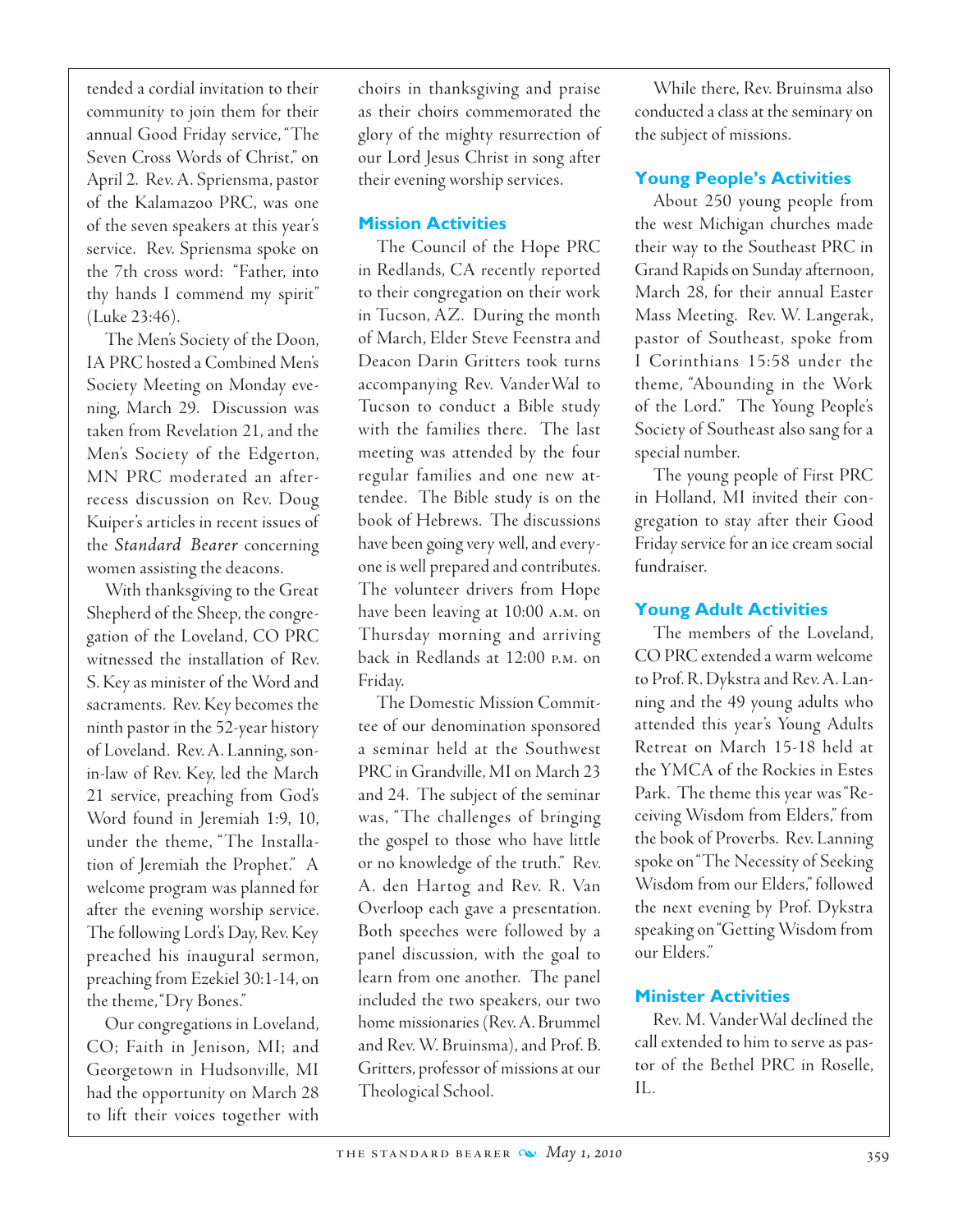tended a cordial invitation to their community to join them for their annual Good Friday service, "The Seven Cross Words of Christ," on April 2. Rev. A. Spriensma, pastor of the Kalamazoo PRC, was one of the seven speakers at this year's service. Rev. Spriensma spoke on the 7th cross word: "Father, into thy hands I commend my spirit" (Luke 23:46).

The Men's Society of the Doon, IA PRC hosted a Combined Men's Society Meeting on Monday evening, March 29. Discussion was taken from Revelation 21, and the Men's Society of the Edgerton, MN PRC moderated an after-recess discussion on Rev. Doug Kuiper's articles in recent issues of the *Standard Bearer* concerning women assisting the deacons.

With thanksgiving to the Great Shepherd of the Sheep, the congregation of the Loveland, CO PRC witnessed the installation of Rev. S. Key as minister of the Word and sacraments. Rev. Key becomes the ninth pastor in the 52-year history of Loveland. Rev. A. Lanning, son-in-law of Rev. Key, led the March 21 service, preaching from God's Word found in Jeremiah 1:9, 10, under the theme, "The Installation of Jeremiah the Prophet." A welcome program was planned for after the evening worship service. The following Lord's Day, Rev. Key preached his inaugural sermon, preaching from Ezekiel 30:1-14, on the theme, "Dry Bones."

Our congregations in Loveland, CO; Faith in Jenison, MI; and Georgetown in Hudsonville, MI had the opportunity on March 28 to lift their voices together with choirs in thanksgiving and praise as their choirs commemorated the glory of the mighty resurrection of our Lord Jesus Christ in song after their evening worship services.

## Mission Activities

The Council of the Hope PRC in Redlands, CA recently reported to their congregation on their work in Tucson, AZ. During the month of March, Elder Steve Feenstra and Deacon Darin Gritters took turns accompanying Rev. VanderWal to Tucson to conduct a Bible study with the families there. The last meeting was attended by the four regular families and one new attendee. The Bible study is on the book of Hebrews. The discussions have been going very well, and everyone is well prepared and contributes. The volunteer drivers from Hope have been leaving at 10:00 A.M. on Thursday morning and arriving back in Redlands at 12:00 P.M. on Friday.

The Domestic Mission Committee of our denomination sponsored a seminar held at the Southwest PRC in Grandville, MI on March 23 and 24. The subject of the seminar was, "The challenges of bringing the gospel to those who have little or no knowledge of the truth." Rev. A. den Hartog and Rev. R. Van Overloop each gave a presentation. Both speeches were followed by a panel discussion, with the goal to learn from one another. The panel included the two speakers, our two home missionaries (Rev. A. Brummel and Rev. W. Bruinsma), and Prof. B. Gritters, professor of missions at our Theological School.

While there, Rev. Bruinsma also conducted a class at the seminary on the subject of missions.

## Young People's Activities

About 250 young people from the west Michigan churches made their way to the Southeast PRC in Grand Rapids on Sunday afternoon, March 28, for their annual Easter Mass Meeting. Rev. W. Langerak, pastor of Southeast, spoke from I Corinthians 15:58 under the theme, "Abounding in the Work of the Lord." The Young People's Society of Southeast also sang for a special number.

The young people of First PRC in Holland, MI invited their congregation to stay after their Good Friday service for an ice cream social fundraiser.

## Young Adult Activities

The members of the Loveland, CO PRC extended a warm welcome to Prof. R. Dykstra and Rev. A. Lanning and the 49 young adults who attended this year's Young Adults Retreat on March 15-18 held at the YMCA of the Rockies in Estes Park. The theme this year was "Receiving Wisdom from Elders," from the book of Proverbs. Rev. Lanning spoke on "The Necessity of Seeking Wisdom from our Elders," followed the next evening by Prof. Dykstra speaking on "Getting Wisdom from our Elders."

## Minister Activities

Rev. M. VanderWal declined the call extended to him to serve as pastor of the Bethel PRC in Roselle, IL.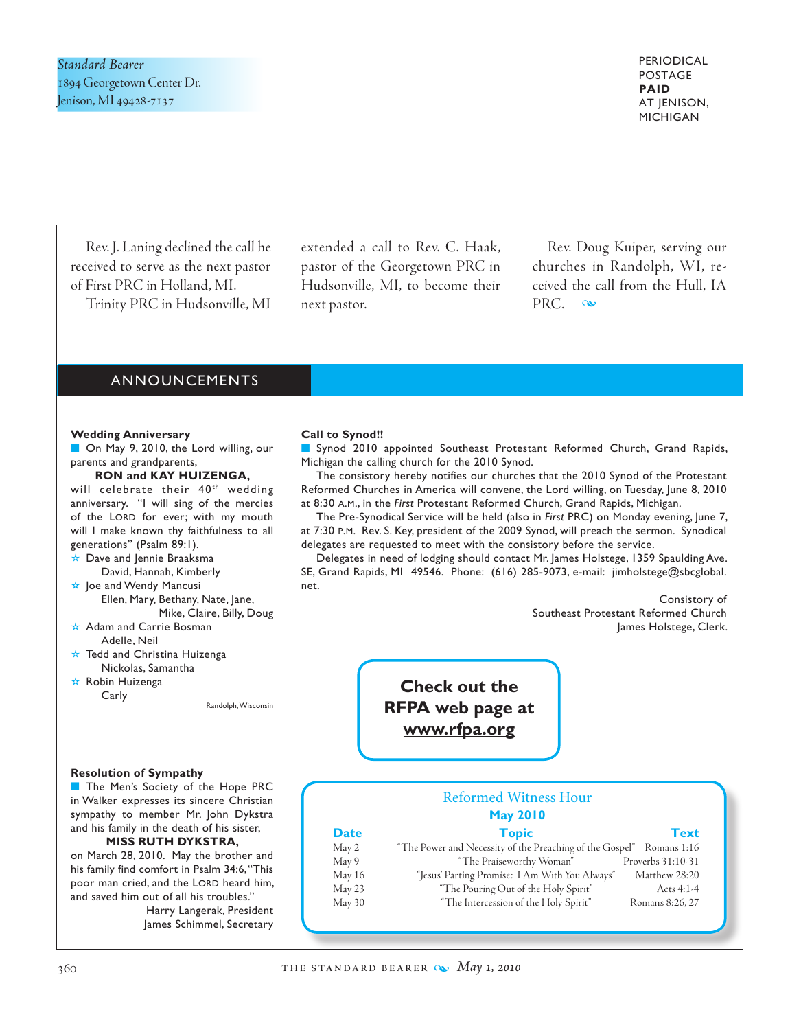Standard Bearer
1894 Georgetown Center Dr.
Jenison, MI 49428-7137

PERIODICAL POSTAGE **PAID** AT JENISON, MICHIGAN

Rev. J. Laning declined the call he received to serve as the next pastor of First PRC in Holland, MI.

Trinity PRC in Hudsonville, MI extended a call to Rev. C. Haak, pastor of the Georgetown PRC in Hudsonville, MI, to become their next pastor.

Rev. Doug Kuiper, serving our churches in Randolph, WI, received the call from the Hull, IA PRC.

## ANNOUNCEMENTS

**Wedding Anniversary**

On May 9, 2010, the Lord willing, our parents and grandparents,

**RON and KAY HUIZENGA,**

will celebrate their 40th wedding anniversary. "I will sing of the mercies of the LORD for ever; with my mouth will I make known thy faithfulness to all generations" (Psalm 89:1).

- Dave and Jennie Braaksma
  David, Hannah, Kimberly
- Joe and Wendy Mancusi
  Ellen, Mary, Bethany, Nate, Jane, Mike, Claire, Billy, Doug
- Adam and Carrie Bosman
  Adelle, Neil
- Tedd and Christina Huizenga
  Nickolas, Samantha
- Robin Huizenga
  Carly

Randolph, Wisconsin

**Resolution of Sympathy**

The Men's Society of the Hope PRC in Walker expresses its sincere Christian sympathy to member Mr. John Dykstra and his family in the death of his sister,

**MISS RUTH DYKSTRA,**

on March 28, 2010. May the brother and his family find comfort in Psalm 34:6, "This poor man cried, and the LORD heard him, and saved him out of all his troubles."

Harry Langerak, President
James Schimmel, Secretary

**Call to Synod!!**

Synod 2010 appointed Southeast Protestant Reformed Church, Grand Rapids, Michigan the calling church for the 2010 Synod.

The consistory hereby notifies our churches that the 2010 Synod of the Protestant Reformed Churches in America will convene, the Lord willing, on Tuesday, June 8, 2010 at 8:30 A.M., in the *First* Protestant Reformed Church, Grand Rapids, Michigan.

The Pre-Synodical Service will be held (also in *First* PRC) on Monday evening, June 7, at 7:30 P.M. Rev. S. Key, president of the 2009 Synod, will preach the sermon. Synodical delegates are requested to meet with the consistory before the service.

Delegates in need of lodging should contact Mr. James Holstege, 1359 Spaulding Ave. SE, Grand Rapids, MI 49546. Phone: (616) 285-9073, e-mail: jimholstege@sbcglobal.net.

Consistory of
Southeast Protestant Reformed Church
James Holstege, Clerk.

**Check out the RFPA web page at www.rfpa.org**

**Reformed Witness Hour**
**May 2010**

| Date | Topic | Text |
|---|---|---|
| May 2 | "The Power and Necessity of the Preaching of the Gospel" | Romans 1:16 |
| May 9 | "The Praiseworthy Woman" | Proverbs 31:10-31 |
| May 16 | "Jesus' Parting Promise: I Am With You Always" | Matthew 28:20 |
| May 23 | "The Pouring Out of the Holy Spirit" | Acts 4:1-4 |
| May 30 | "The Intercession of the Holy Spirit" | Romans 8:26, 27 |